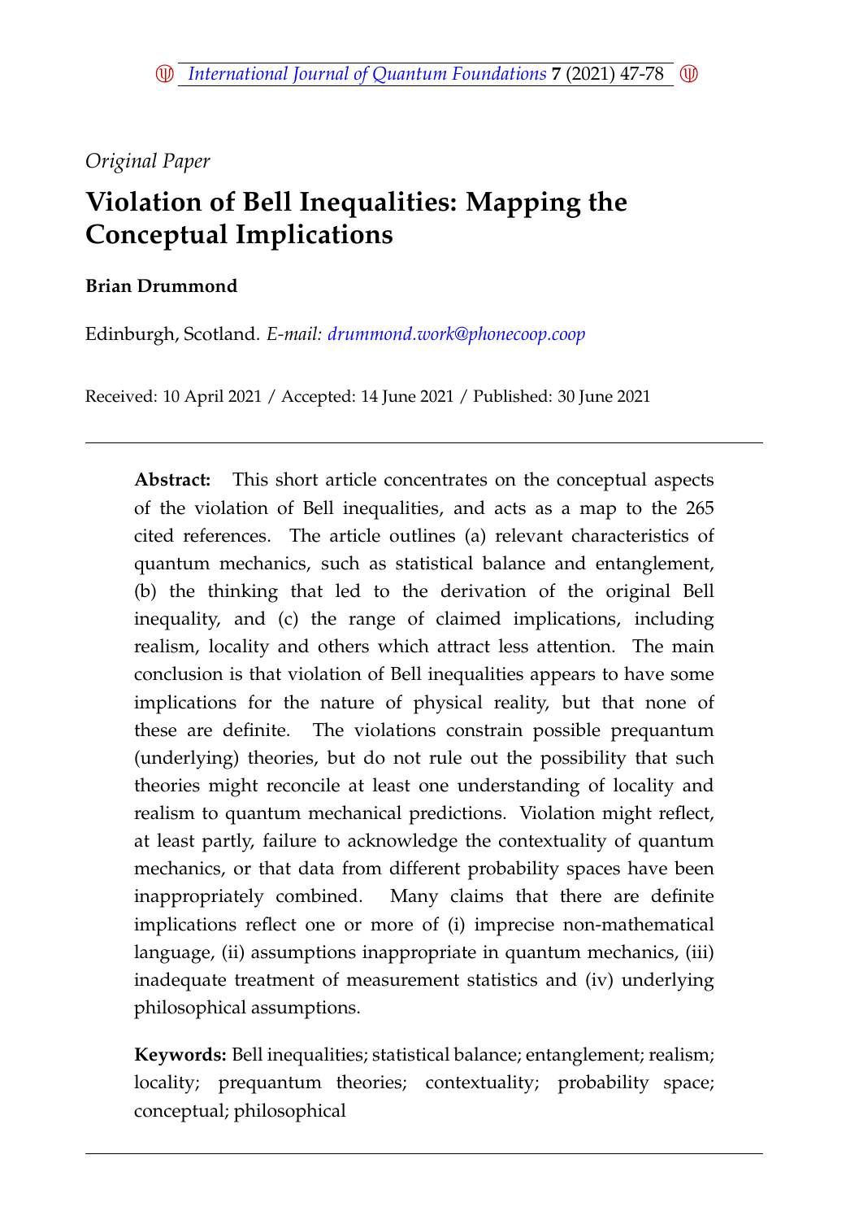*Original Paper*

# Violation of Bell Inequalities: Mapping the Conceptual Implications

**Brian Drummond**

Edinburgh, Scotland. *E-mail: drummond.work@phonecoop.coop*

Received: 10 April 2021 / Accepted: 14 June 2021 / Published: 30 June 2021

---

**Abstract:** This short article concentrates on the conceptual aspects of the violation of Bell inequalities, and acts as a map to the 265 cited references. The article outlines (a) relevant characteristics of quantum mechanics, such as statistical balance and entanglement, (b) the thinking that led to the derivation of the original Bell inequality, and (c) the range of claimed implications, including realism, locality and others which attract less attention. The main conclusion is that violation of Bell inequalities appears to have some implications for the nature of physical reality, but that none of these are definite. The violations constrain possible prequantum (underlying) theories, but do not rule out the possibility that such theories might reconcile at least one understanding of locality and realism to quantum mechanical predictions. Violation might reflect, at least partly, failure to acknowledge the contextuality of quantum mechanics, or that data from different probability spaces have been inappropriately combined. Many claims that there are definite implications reflect one or more of (i) imprecise non-mathematical language, (ii) assumptions inappropriate in quantum mechanics, (iii) inadequate treatment of measurement statistics and (iv) underlying philosophical assumptions.

**Keywords:** Bell inequalities; statistical balance; entanglement; realism; locality; prequantum theories; contextuality; probability space; conceptual; philosophical

---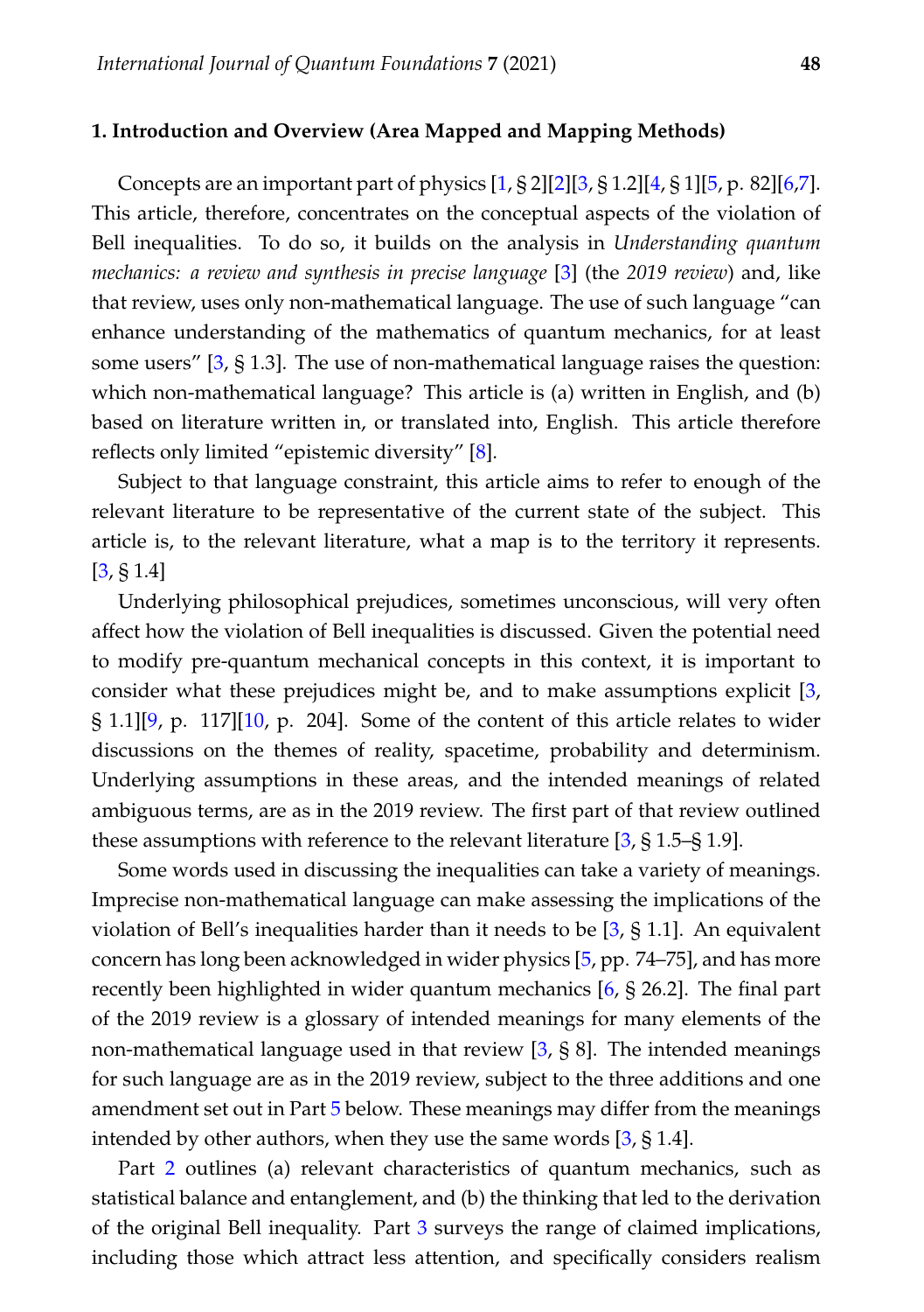## 1. Introduction and Overview (Area Mapped and Mapping Methods)

Concepts are an important part of physics [1, § 2][2][3, § 1.2][4, § 1][5, p. 82][6,7]. This article, therefore, concentrates on the conceptual aspects of the violation of Bell inequalities. To do so, it builds on the analysis in *Understanding quantum mechanics: a review and synthesis in precise language* [3] (the *2019 review*) and, like that review, uses only non-mathematical language. The use of such language "can enhance understanding of the mathematics of quantum mechanics, for at least some users" [3, § 1.3]. The use of non-mathematical language raises the question: which non-mathematical language? This article is (a) written in English, and (b) based on literature written in, or translated into, English. This article therefore reflects only limited "epistemic diversity" [8].

Subject to that language constraint, this article aims to refer to enough of the relevant literature to be representative of the current state of the subject. This article is, to the relevant literature, what a map is to the territory it represents. [3, § 1.4]

Underlying philosophical prejudices, sometimes unconscious, will very often affect how the violation of Bell inequalities is discussed. Given the potential need to modify pre-quantum mechanical concepts in this context, it is important to consider what these prejudices might be, and to make assumptions explicit [3, § 1.1][9, p. 117][10, p. 204]. Some of the content of this article relates to wider discussions on the themes of reality, spacetime, probability and determinism. Underlying assumptions in these areas, and the intended meanings of related ambiguous terms, are as in the 2019 review. The first part of that review outlined these assumptions with reference to the relevant literature [3, § 1.5–§ 1.9].

Some words used in discussing the inequalities can take a variety of meanings. Imprecise non-mathematical language can make assessing the implications of the violation of Bell's inequalities harder than it needs to be [3, § 1.1]. An equivalent concern has long been acknowledged in wider physics [5, pp. 74–75], and has more recently been highlighted in wider quantum mechanics [6, § 26.2]. The final part of the 2019 review is a glossary of intended meanings for many elements of the non-mathematical language used in that review [3, § 8]. The intended meanings for such language are as in the 2019 review, subject to the three additions and one amendment set out in Part 5 below. These meanings may differ from the meanings intended by other authors, when they use the same words [3, § 1.4].

Part 2 outlines (a) relevant characteristics of quantum mechanics, such as statistical balance and entanglement, and (b) the thinking that led to the derivation of the original Bell inequality. Part 3 surveys the range of claimed implications, including those which attract less attention, and specifically considers realism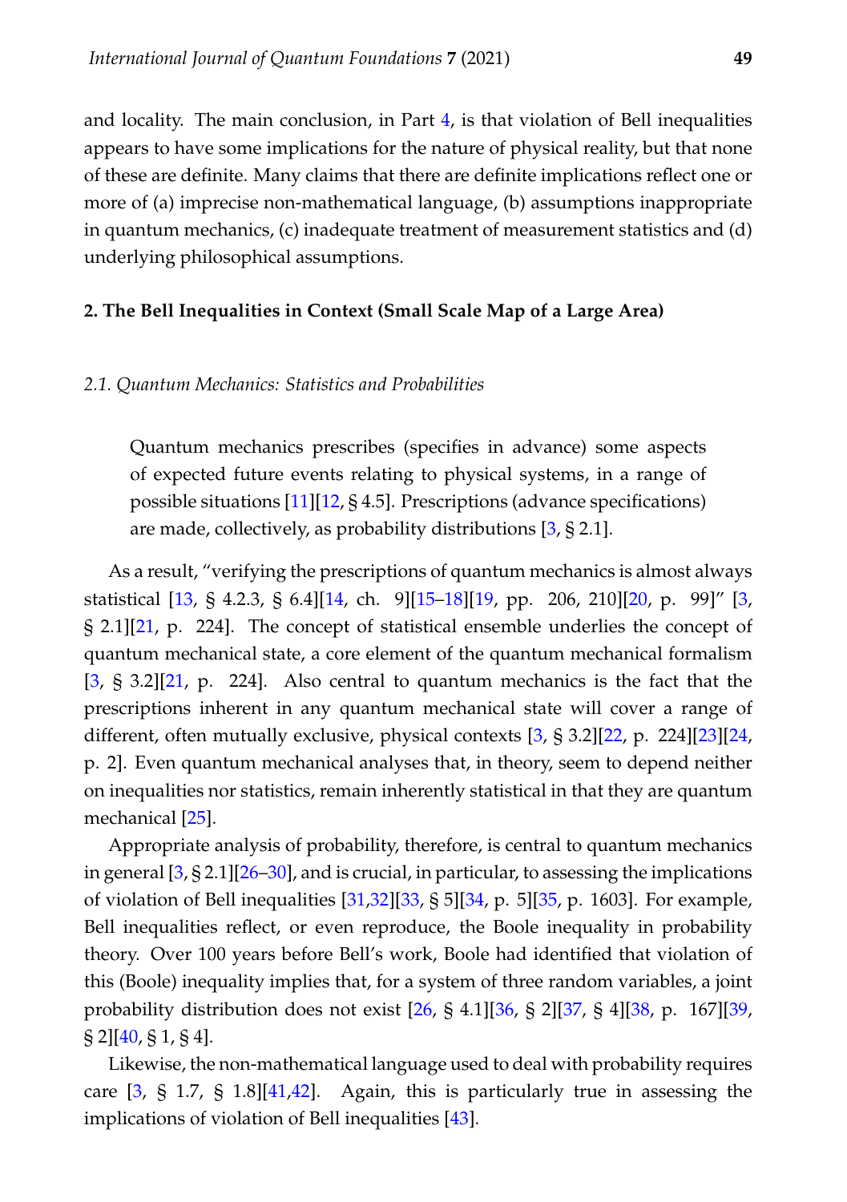and locality. The main conclusion, in Part 4, is that violation of Bell inequalities appears to have some implications for the nature of physical reality, but that none of these are definite. Many claims that there are definite implications reflect one or more of (a) imprecise non-mathematical language, (b) assumptions inappropriate in quantum mechanics, (c) inadequate treatment of measurement statistics and (d) underlying philosophical assumptions.

## 2. The Bell Inequalities in Context (Small Scale Map of a Large Area)

### *2.1. Quantum Mechanics: Statistics and Probabilities*

> Quantum mechanics prescribes (specifies in advance) some aspects of expected future events relating to physical systems, in a range of possible situations [11][12, § 4.5]. Prescriptions (advance specifications) are made, collectively, as probability distributions [3, § 2.1].

As a result, "verifying the prescriptions of quantum mechanics is almost always statistical [13, § 4.2.3, § 6.4][14, ch. 9][15–18][19, pp. 206, 210][20, p. 99]" [3, § 2.1][21, p. 224]. The concept of statistical ensemble underlies the concept of quantum mechanical state, a core element of the quantum mechanical formalism [3, § 3.2][21, p. 224]. Also central to quantum mechanics is the fact that the prescriptions inherent in any quantum mechanical state will cover a range of different, often mutually exclusive, physical contexts [3, § 3.2][22, p. 224][23][24, p. 2]. Even quantum mechanical analyses that, in theory, seem to depend neither on inequalities nor statistics, remain inherently statistical in that they are quantum mechanical [25].

Appropriate analysis of probability, therefore, is central to quantum mechanics in general [3, § 2.1][26–30], and is crucial, in particular, to assessing the implications of violation of Bell inequalities [31,32][33, § 5][34, p. 5][35, p. 1603]. For example, Bell inequalities reflect, or even reproduce, the Boole inequality in probability theory. Over 100 years before Bell's work, Boole had identified that violation of this (Boole) inequality implies that, for a system of three random variables, a joint probability distribution does not exist [26, § 4.1][36, § 2][37, § 4][38, p. 167][39, § 2][40, § 1, § 4].

Likewise, the non-mathematical language used to deal with probability requires care [3, § 1.7, § 1.8][41,42]. Again, this is particularly true in assessing the implications of violation of Bell inequalities [43].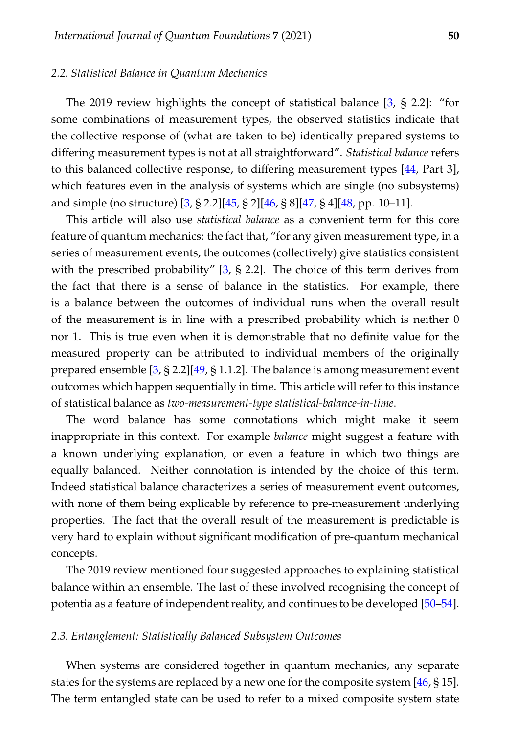### 2.2. Statistical Balance in Quantum Mechanics

The 2019 review highlights the concept of statistical balance [3, § 2.2]: "for some combinations of measurement types, the observed statistics indicate that the collective response of (what are taken to be) identically prepared systems to differing measurement types is not at all straightforward". *Statistical balance* refers to this balanced collective response, to differing measurement types [44, Part 3], which features even in the analysis of systems which are single (no subsystems) and simple (no structure) [3, § 2.2][45, § 2][46, § 8][47, § 4][48, pp. 10–11].

This article will also use *statistical balance* as a convenient term for this core feature of quantum mechanics: the fact that, "for any given measurement type, in a series of measurement events, the outcomes (collectively) give statistics consistent with the prescribed probability" [3, § 2.2]. The choice of this term derives from the fact that there is a sense of balance in the statistics. For example, there is a balance between the outcomes of individual runs when the overall result of the measurement is in line with a prescribed probability which is neither 0 nor 1. This is true even when it is demonstrable that no definite value for the measured property can be attributed to individual members of the originally prepared ensemble [3, § 2.2][49, § 1.1.2]. The balance is among measurement event outcomes which happen sequentially in time. This article will refer to this instance of statistical balance as *two-measurement-type statistical-balance-in-time*.

The word balance has some connotations which might make it seem inappropriate in this context. For example *balance* might suggest a feature with a known underlying explanation, or even a feature in which two things are equally balanced. Neither connotation is intended by the choice of this term. Indeed statistical balance characterizes a series of measurement event outcomes, with none of them being explicable by reference to pre-measurement underlying properties. The fact that the overall result of the measurement is predictable is very hard to explain without significant modification of pre-quantum mechanical concepts.

The 2019 review mentioned four suggested approaches to explaining statistical balance within an ensemble. The last of these involved recognising the concept of potentia as a feature of independent reality, and continues to be developed [50–54].

### 2.3. Entanglement: Statistically Balanced Subsystem Outcomes

When systems are considered together in quantum mechanics, any separate states for the systems are replaced by a new one for the composite system [46, § 15]. The term entangled state can be used to refer to a mixed composite system state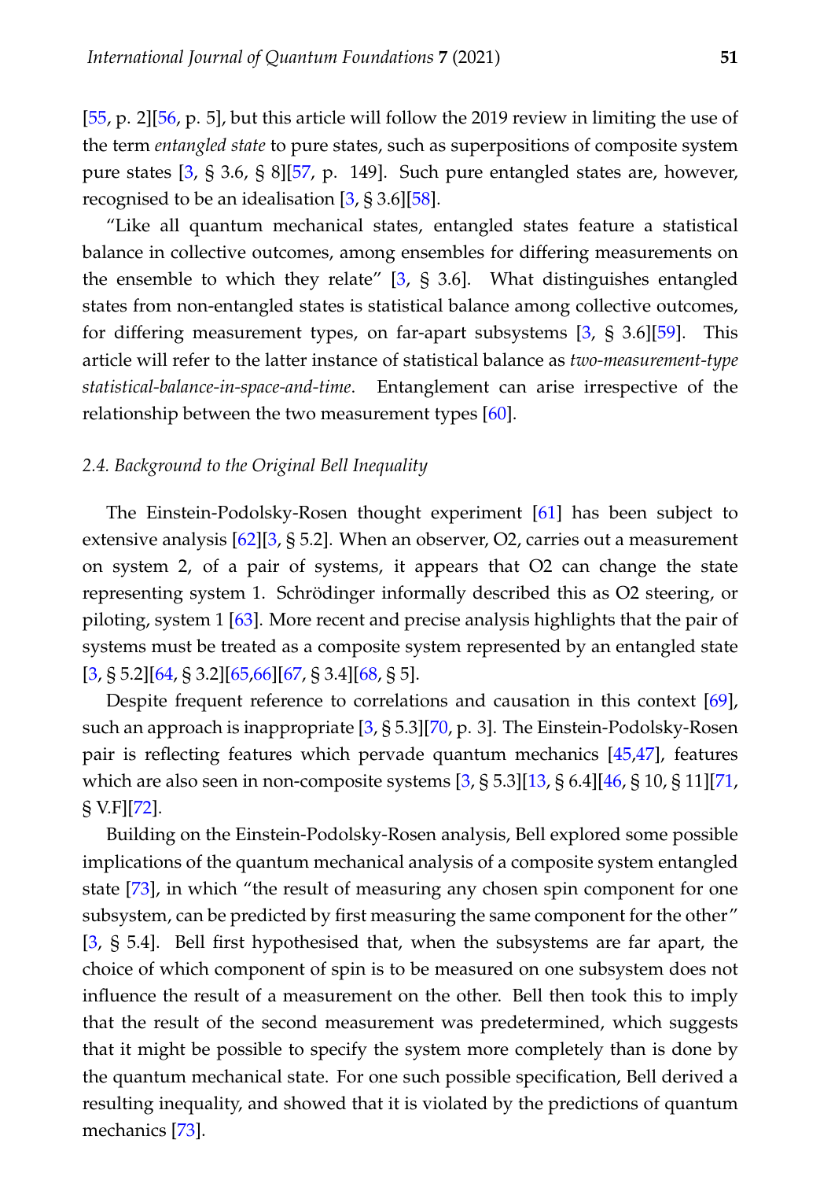[55, p. 2][56, p. 5], but this article will follow the 2019 review in limiting the use of the term *entangled state* to pure states, such as superpositions of composite system pure states [3, § 3.6, § 8][57, p. 149]. Such pure entangled states are, however, recognised to be an idealisation [3, § 3.6][58].

"Like all quantum mechanical states, entangled states feature a statistical balance in collective outcomes, among ensembles for differing measurements on the ensemble to which they relate" [3, § 3.6]. What distinguishes entangled states from non-entangled states is statistical balance among collective outcomes, for differing measurement types, on far-apart subsystems [3, § 3.6][59]. This article will refer to the latter instance of statistical balance as *two-measurement-type statistical-balance-in-space-and-time*. Entanglement can arise irrespective of the relationship between the two measurement types [60].

### 2.4. Background to the Original Bell Inequality

The Einstein-Podolsky-Rosen thought experiment [61] has been subject to extensive analysis [62][3, § 5.2]. When an observer, O2, carries out a measurement on system 2, of a pair of systems, it appears that O2 can change the state representing system 1. Schrödinger informally described this as O2 steering, or piloting, system 1 [63]. More recent and precise analysis highlights that the pair of systems must be treated as a composite system represented by an entangled state [3, § 5.2][64, § 3.2][65,66][67, § 3.4][68, § 5].

Despite frequent reference to correlations and causation in this context [69], such an approach is inappropriate [3, § 5.3][70, p. 3]. The Einstein-Podolsky-Rosen pair is reflecting features which pervade quantum mechanics [45,47], features which are also seen in non-composite systems [3, § 5.3][13, § 6.4][46, § 10, § 11][71, § V.F][72].

Building on the Einstein-Podolsky-Rosen analysis, Bell explored some possible implications of the quantum mechanical analysis of a composite system entangled state [73], in which "the result of measuring any chosen spin component for one subsystem, can be predicted by first measuring the same component for the other" [3, § 5.4]. Bell first hypothesised that, when the subsystems are far apart, the choice of which component of spin is to be measured on one subsystem does not influence the result of a measurement on the other. Bell then took this to imply that the result of the second measurement was predetermined, which suggests that it might be possible to specify the system more completely than is done by the quantum mechanical state. For one such possible specification, Bell derived a resulting inequality, and showed that it is violated by the predictions of quantum mechanics [73].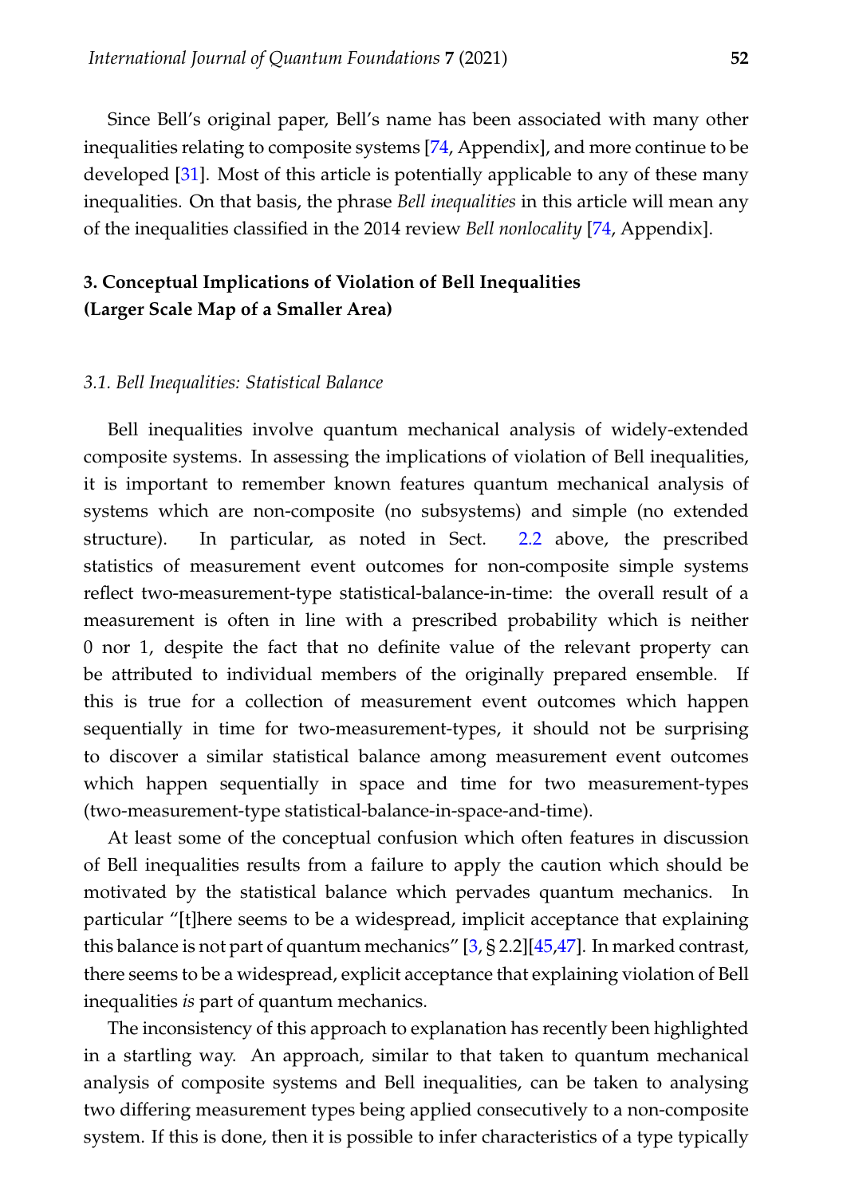Since Bell's original paper, Bell's name has been associated with many other inequalities relating to composite systems [74, Appendix], and more continue to be developed [31]. Most of this article is potentially applicable to any of these many inequalities. On that basis, the phrase *Bell inequalities* in this article will mean any of the inequalities classified in the 2014 review *Bell nonlocality* [74, Appendix].

## 3. Conceptual Implications of Violation of Bell Inequalities (Larger Scale Map of a Smaller Area)

### *3.1. Bell Inequalities: Statistical Balance*

Bell inequalities involve quantum mechanical analysis of widely-extended composite systems. In assessing the implications of violation of Bell inequalities, it is important to remember known features quantum mechanical analysis of systems which are non-composite (no subsystems) and simple (no extended structure). In particular, as noted in Sect. 2.2 above, the prescribed statistics of measurement event outcomes for non-composite simple systems reflect two-measurement-type statistical-balance-in-time: the overall result of a measurement is often in line with a prescribed probability which is neither 0 nor 1, despite the fact that no definite value of the relevant property can be attributed to individual members of the originally prepared ensemble. If this is true for a collection of measurement event outcomes which happen sequentially in time for two-measurement-types, it should not be surprising to discover a similar statistical balance among measurement event outcomes which happen sequentially in space and time for two measurement-types (two-measurement-type statistical-balance-in-space-and-time).

At least some of the conceptual confusion which often features in discussion of Bell inequalities results from a failure to apply the caution which should be motivated by the statistical balance which pervades quantum mechanics. In particular "[t]here seems to be a widespread, implicit acceptance that explaining this balance is not part of quantum mechanics" [3, § 2.2][45,47]. In marked contrast, there seems to be a widespread, explicit acceptance that explaining violation of Bell inequalities *is* part of quantum mechanics.

The inconsistency of this approach to explanation has recently been highlighted in a startling way. An approach, similar to that taken to quantum mechanical analysis of composite systems and Bell inequalities, can be taken to analysing two differing measurement types being applied consecutively to a non-composite system. If this is done, then it is possible to infer characteristics of a type typically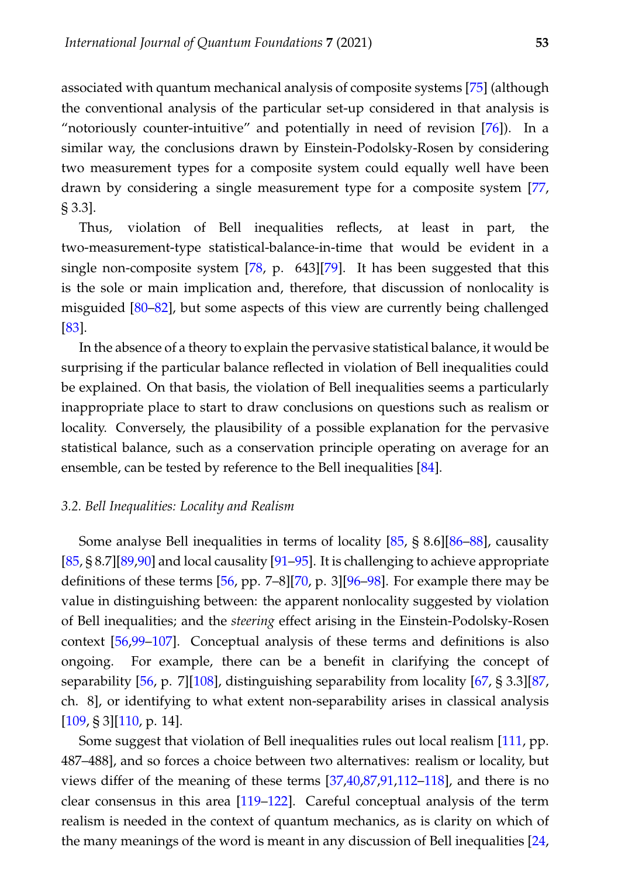associated with quantum mechanical analysis of composite systems [75] (although the conventional analysis of the particular set-up considered in that analysis is "notoriously counter-intuitive" and potentially in need of revision [76]). In a similar way, the conclusions drawn by Einstein-Podolsky-Rosen by considering two measurement types for a composite system could equally well have been drawn by considering a single measurement type for a composite system [77, § 3.3].

Thus, violation of Bell inequalities reflects, at least in part, the two-measurement-type statistical-balance-in-time that would be evident in a single non-composite system [78, p. 643][79]. It has been suggested that this is the sole or main implication and, therefore, that discussion of nonlocality is misguided [80–82], but some aspects of this view are currently being challenged [83].

In the absence of a theory to explain the pervasive statistical balance, it would be surprising if the particular balance reflected in violation of Bell inequalities could be explained. On that basis, the violation of Bell inequalities seems a particularly inappropriate place to start to draw conclusions on questions such as realism or locality. Conversely, the plausibility of a possible explanation for the pervasive statistical balance, such as a conservation principle operating on average for an ensemble, can be tested by reference to the Bell inequalities [84].

### 3.2. Bell Inequalities: Locality and Realism

Some analyse Bell inequalities in terms of locality [85, § 8.6][86–88], causality [85, § 8.7][89,90] and local causality [91–95]. It is challenging to achieve appropriate definitions of these terms [56, pp. 7–8][70, p. 3][96–98]. For example there may be value in distinguishing between: the apparent nonlocality suggested by violation of Bell inequalities; and the *steering* effect arising in the Einstein-Podolsky-Rosen context [56,99–107]. Conceptual analysis of these terms and definitions is also ongoing. For example, there can be a benefit in clarifying the concept of separability [56, p. 7][108], distinguishing separability from locality [67, § 3.3][87, ch. 8], or identifying to what extent non-separability arises in classical analysis [109, § 3][110, p. 14].

Some suggest that violation of Bell inequalities rules out local realism [111, pp. 487–488], and so forces a choice between two alternatives: realism or locality, but views differ of the meaning of these terms [37,40,87,91,112–118], and there is no clear consensus in this area [119–122]. Careful conceptual analysis of the term realism is needed in the context of quantum mechanics, as is clarity on which of the many meanings of the word is meant in any discussion of Bell inequalities [24,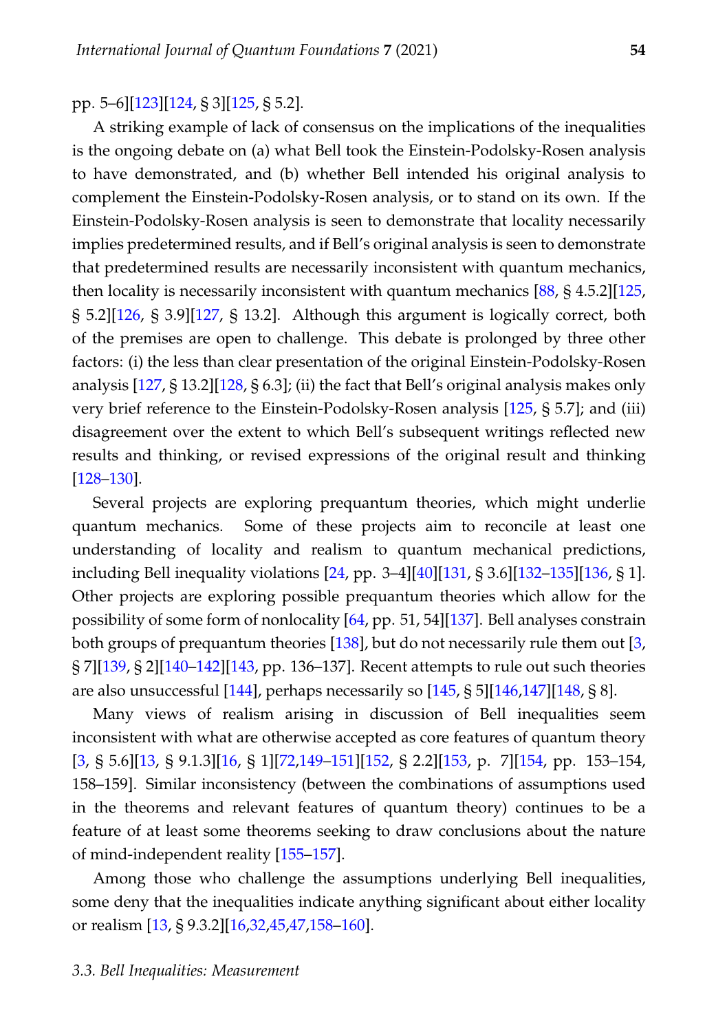pp. 5–6][123][124, § 3][125, § 5.2].

A striking example of lack of consensus on the implications of the inequalities is the ongoing debate on (a) what Bell took the Einstein-Podolsky-Rosen analysis to have demonstrated, and (b) whether Bell intended his original analysis to complement the Einstein-Podolsky-Rosen analysis, or to stand on its own. If the Einstein-Podolsky-Rosen analysis is seen to demonstrate that locality necessarily implies predetermined results, and if Bell's original analysis is seen to demonstrate that predetermined results are necessarily inconsistent with quantum mechanics, then locality is necessarily inconsistent with quantum mechanics [88, § 4.5.2][125, § 5.2][126, § 3.9][127, § 13.2]. Although this argument is logically correct, both of the premises are open to challenge. This debate is prolonged by three other factors: (i) the less than clear presentation of the original Einstein-Podolsky-Rosen analysis [127, § 13.2][128, § 6.3]; (ii) the fact that Bell's original analysis makes only very brief reference to the Einstein-Podolsky-Rosen analysis [125, § 5.7]; and (iii) disagreement over the extent to which Bell's subsequent writings reflected new results and thinking, or revised expressions of the original result and thinking [128–130].

Several projects are exploring prequantum theories, which might underlie quantum mechanics. Some of these projects aim to reconcile at least one understanding of locality and realism to quantum mechanical predictions, including Bell inequality violations [24, pp. 3–4][40][131, § 3.6][132–135][136, § 1]. Other projects are exploring possible prequantum theories which allow for the possibility of some form of nonlocality [64, pp. 51, 54][137]. Bell analyses constrain both groups of prequantum theories [138], but do not necessarily rule them out [3, § 7][139, § 2][140–142][143, pp. 136–137]. Recent attempts to rule out such theories are also unsuccessful [144], perhaps necessarily so [145, § 5][146,147][148, § 8].

Many views of realism arising in discussion of Bell inequalities seem inconsistent with what are otherwise accepted as core features of quantum theory [3, § 5.6][13, § 9.1.3][16, § 1][72,149–151][152, § 2.2][153, p. 7][154, pp. 153–154, 158–159]. Similar inconsistency (between the combinations of assumptions used in the theorems and relevant features of quantum theory) continues to be a feature of at least some theorems seeking to draw conclusions about the nature of mind-independent reality [155–157].

Among those who challenge the assumptions underlying Bell inequalities, some deny that the inequalities indicate anything significant about either locality or realism [13, § 9.3.2][16,32,45,47,158–160].

### 3.3. Bell Inequalities: Measurement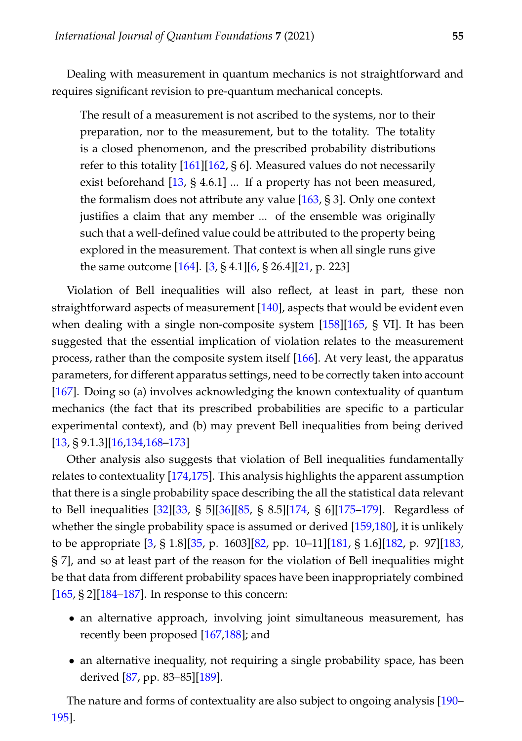Dealing with measurement in quantum mechanics is not straightforward and requires significant revision to pre-quantum mechanical concepts.

> The result of a measurement is not ascribed to the systems, nor to their preparation, nor to the measurement, but to the totality. The totality is a closed phenomenon, and the prescribed probability distributions refer to this totality [161][162, § 6]. Measured values do not necessarily exist beforehand [13, § 4.6.1] ... If a property has not been measured, the formalism does not attribute any value [163, § 3]. Only one context justifies a claim that any member ... of the ensemble was originally such that a well-defined value could be attributed to the property being explored in the measurement. That context is when all single runs give the same outcome [164]. [3, § 4.1][6, § 26.4][21, p. 223]

Violation of Bell inequalities will also reflect, at least in part, these non straightforward aspects of measurement [140], aspects that would be evident even when dealing with a single non-composite system [158][165, § VI]. It has been suggested that the essential implication of violation relates to the measurement process, rather than the composite system itself [166]. At very least, the apparatus parameters, for different apparatus settings, need to be correctly taken into account [167]. Doing so (a) involves acknowledging the known contextuality of quantum mechanics (the fact that its prescribed probabilities are specific to a particular experimental context), and (b) may prevent Bell inequalities from being derived [13, § 9.1.3][16,134,168–173]

Other analysis also suggests that violation of Bell inequalities fundamentally relates to contextuality [174,175]. This analysis highlights the apparent assumption that there is a single probability space describing the all the statistical data relevant to Bell inequalities [32][33, § 5][36][85, § 8.5][174, § 6][175–179]. Regardless of whether the single probability space is assumed or derived [159,180], it is unlikely to be appropriate [3, § 1.8][35, p. 1603][82, pp. 10–11][181, § 1.6][182, p. 97][183, § 7], and so at least part of the reason for the violation of Bell inequalities might be that data from different probability spaces have been inappropriately combined [165, § 2][184–187]. In response to this concern:

- an alternative approach, involving joint simultaneous measurement, has recently been proposed [167,188]; and
- an alternative inequality, not requiring a single probability space, has been derived [87, pp. 83–85][189].

The nature and forms of contextuality are also subject to ongoing analysis [190–195].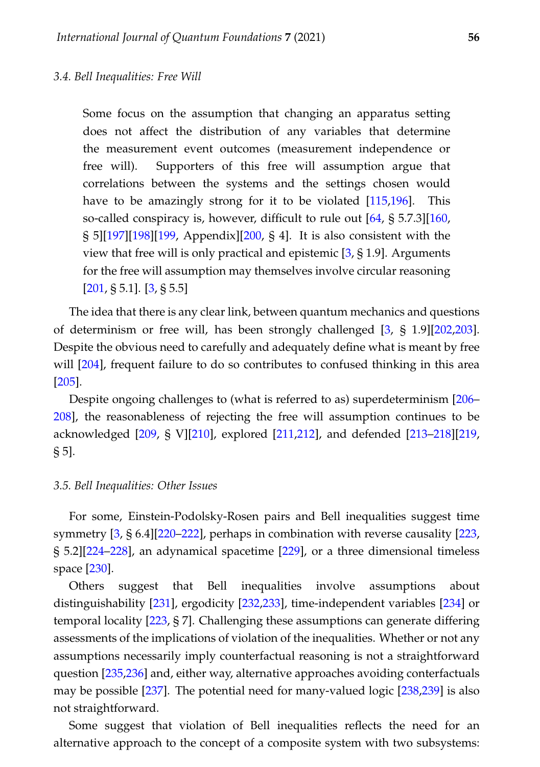### 3.4. Bell Inequalities: Free Will

> Some focus on the assumption that changing an apparatus setting does not affect the distribution of any variables that determine the measurement event outcomes (measurement independence or free will). Supporters of this free will assumption argue that correlations between the systems and the settings chosen would have to be amazingly strong for it to be violated [115,196]. This so-called conspiracy is, however, difficult to rule out [64, § 5.7.3][160, § 5][197][198][199, Appendix][200, § 4]. It is also consistent with the view that free will is only practical and epistemic [3, § 1.9]. Arguments for the free will assumption may themselves involve circular reasoning [201, § 5.1]. [3, § 5.5]

The idea that there is any clear link, between quantum mechanics and questions of determinism or free will, has been strongly challenged [3, § 1.9][202,203]. Despite the obvious need to carefully and adequately define what is meant by free will [204], frequent failure to do so contributes to confused thinking in this area [205].

Despite ongoing challenges to (what is referred to as) superdeterminism [206–208], the reasonableness of rejecting the free will assumption continues to be acknowledged [209, § V][210], explored [211,212], and defended [213–218][219, § 5].

### 3.5. Bell Inequalities: Other Issues

For some, Einstein-Podolsky-Rosen pairs and Bell inequalities suggest time symmetry [3, § 6.4][220–222], perhaps in combination with reverse causality [223, § 5.2][224–228], an adynamical spacetime [229], or a three dimensional timeless space [230].

Others suggest that Bell inequalities involve assumptions about distinguishability [231], ergodicity [232,233], time-independent variables [234] or temporal locality [223, § 7]. Challenging these assumptions can generate differing assessments of the implications of violation of the inequalities. Whether or not any assumptions necessarily imply counterfactual reasoning is not a straightforward question [235,236] and, either way, alternative approaches avoiding conterfactuals may be possible [237]. The potential need for many-valued logic [238,239] is also not straightforward.

Some suggest that violation of Bell inequalities reflects the need for an alternative approach to the concept of a composite system with two subsystems: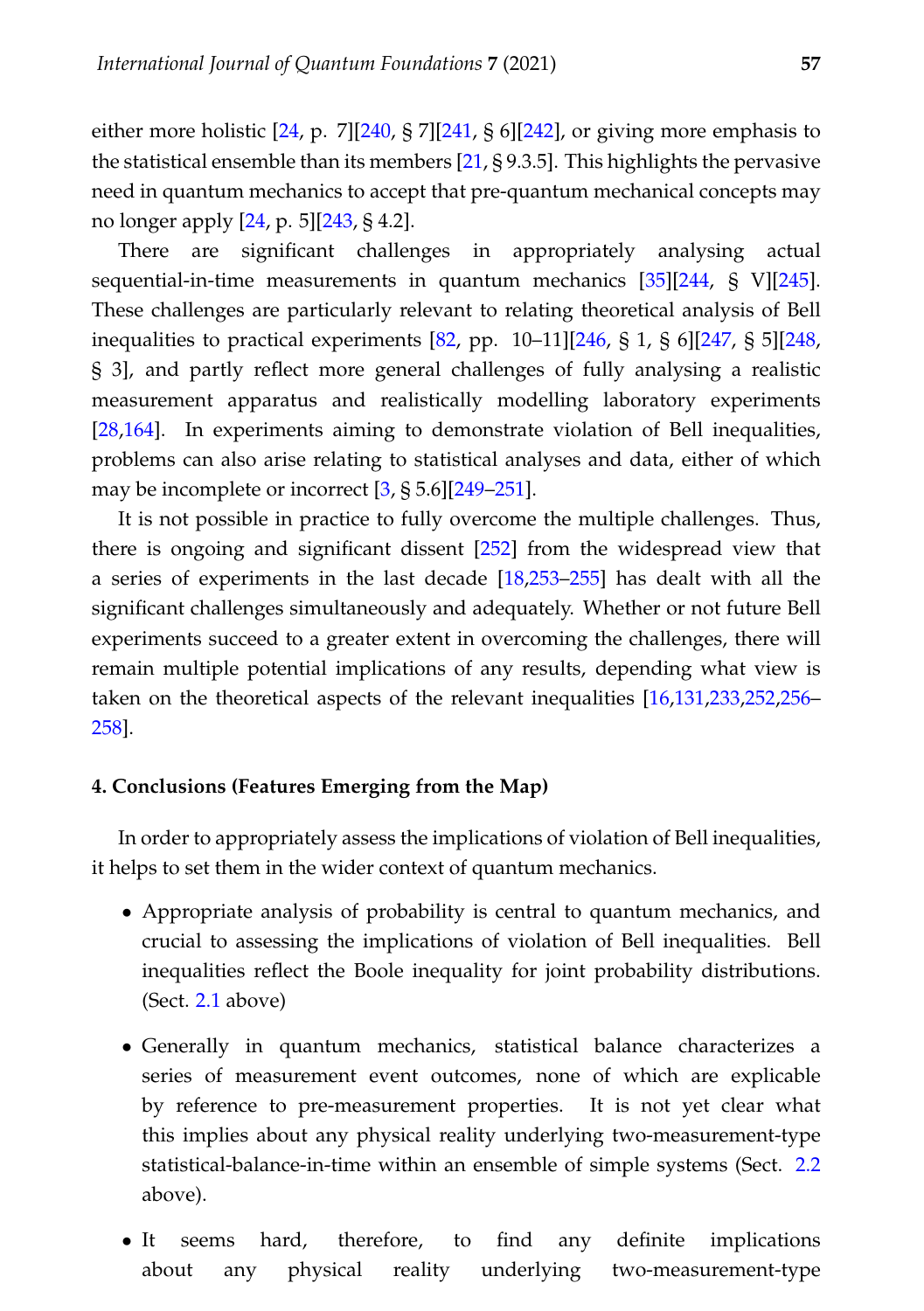either more holistic [24, p. 7][240, § 7][241, § 6][242], or giving more emphasis to the statistical ensemble than its members [21, § 9.3.5]. This highlights the pervasive need in quantum mechanics to accept that pre-quantum mechanical concepts may no longer apply [24, p. 5][243, § 4.2].

There are significant challenges in appropriately analysing actual sequential-in-time measurements in quantum mechanics [35][244, § V][245]. These challenges are particularly relevant to relating theoretical analysis of Bell inequalities to practical experiments [82, pp. 10–11][246, § 1, § 6][247, § 5][248, § 3], and partly reflect more general challenges of fully analysing a realistic measurement apparatus and realistically modelling laboratory experiments [28,164]. In experiments aiming to demonstrate violation of Bell inequalities, problems can also arise relating to statistical analyses and data, either of which may be incomplete or incorrect [3, § 5.6][249–251].

It is not possible in practice to fully overcome the multiple challenges. Thus, there is ongoing and significant dissent [252] from the widespread view that a series of experiments in the last decade [18,253–255] has dealt with all the significant challenges simultaneously and adequately. Whether or not future Bell experiments succeed to a greater extent in overcoming the challenges, there will remain multiple potential implications of any results, depending what view is taken on the theoretical aspects of the relevant inequalities [16,131,233,252,256–258].

## 4. Conclusions (Features Emerging from the Map)

In order to appropriately assess the implications of violation of Bell inequalities, it helps to set them in the wider context of quantum mechanics.

- Appropriate analysis of probability is central to quantum mechanics, and crucial to assessing the implications of violation of Bell inequalities. Bell inequalities reflect the Boole inequality for joint probability distributions. (Sect. 2.1 above)

- Generally in quantum mechanics, statistical balance characterizes a series of measurement event outcomes, none of which are explicable by reference to pre-measurement properties. It is not yet clear what this implies about any physical reality underlying two-measurement-type statistical-balance-in-time within an ensemble of simple systems (Sect. 2.2 above).

- It seems hard, therefore, to find any definite implications about any physical reality underlying two-measurement-type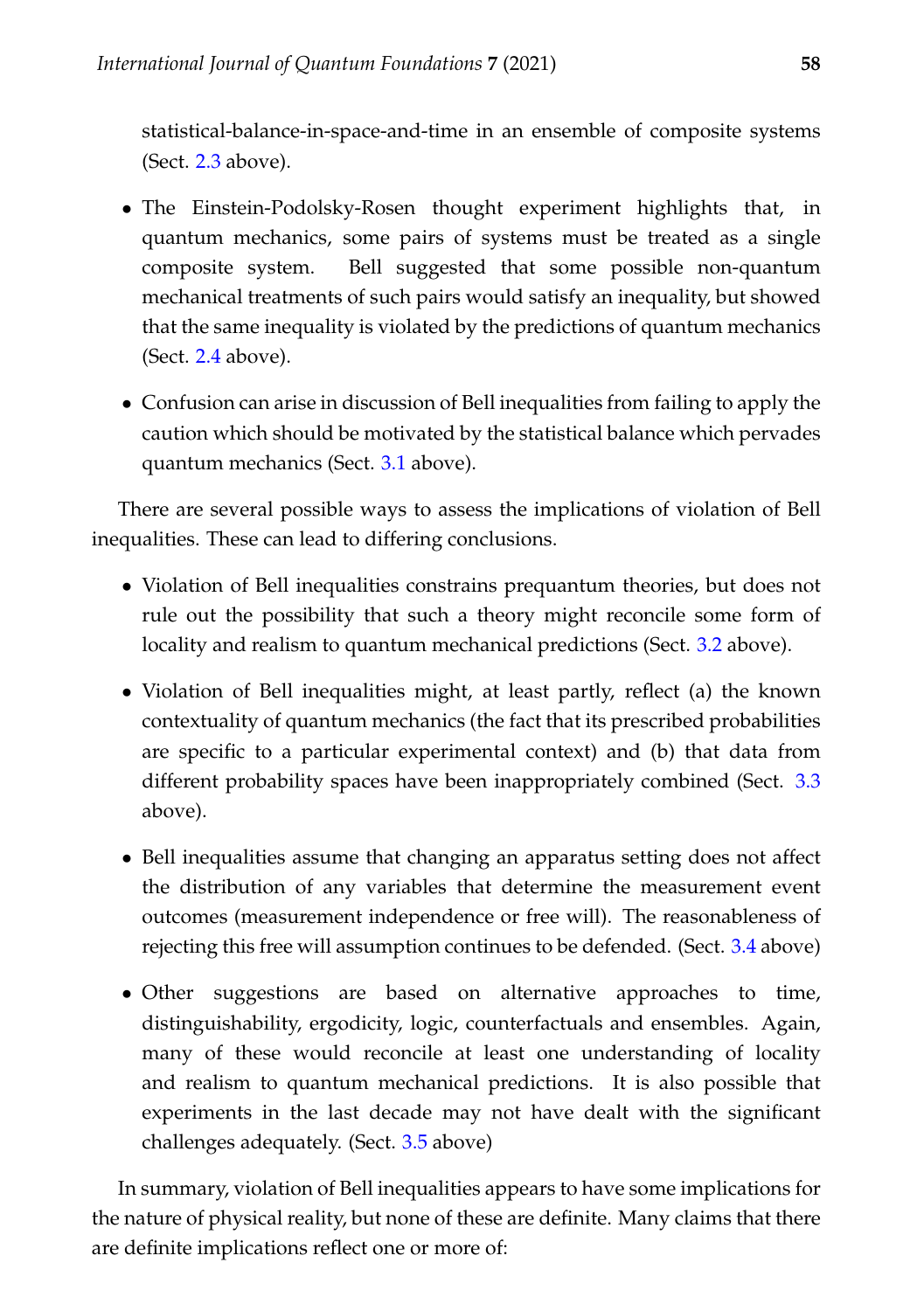statistical-balance-in-space-and-time in an ensemble of composite systems (Sect. 2.3 above).

- The Einstein-Podolsky-Rosen thought experiment highlights that, in quantum mechanics, some pairs of systems must be treated as a single composite system. Bell suggested that some possible non-quantum mechanical treatments of such pairs would satisfy an inequality, but showed that the same inequality is violated by the predictions of quantum mechanics (Sect. 2.4 above).

- Confusion can arise in discussion of Bell inequalities from failing to apply the caution which should be motivated by the statistical balance which pervades quantum mechanics (Sect. 3.1 above).

There are several possible ways to assess the implications of violation of Bell inequalities. These can lead to differing conclusions.

- Violation of Bell inequalities constrains prequantum theories, but does not rule out the possibility that such a theory might reconcile some form of locality and realism to quantum mechanical predictions (Sect. 3.2 above).

- Violation of Bell inequalities might, at least partly, reflect (a) the known contextuality of quantum mechanics (the fact that its prescribed probabilities are specific to a particular experimental context) and (b) that data from different probability spaces have been inappropriately combined (Sect. 3.3 above).

- Bell inequalities assume that changing an apparatus setting does not affect the distribution of any variables that determine the measurement event outcomes (measurement independence or free will). The reasonableness of rejecting this free will assumption continues to be defended. (Sect. 3.4 above)

- Other suggestions are based on alternative approaches to time, distinguishability, ergodicity, logic, counterfactuals and ensembles. Again, many of these would reconcile at least one understanding of locality and realism to quantum mechanical predictions. It is also possible that experiments in the last decade may not have dealt with the significant challenges adequately. (Sect. 3.5 above)

In summary, violation of Bell inequalities appears to have some implications for the nature of physical reality, but none of these are definite. Many claims that there are definite implications reflect one or more of: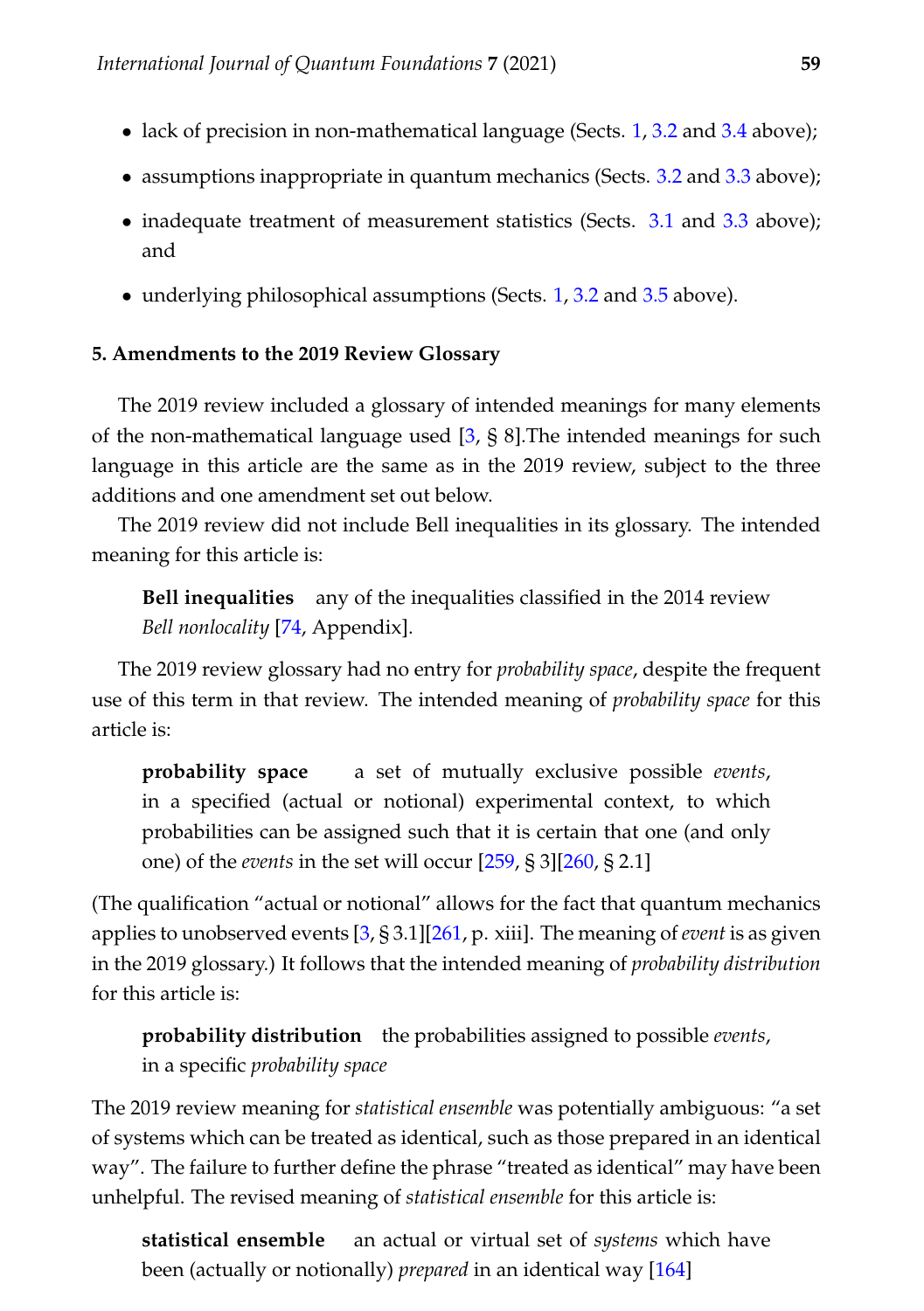- lack of precision in non-mathematical language (Sects. 1, 3.2 and 3.4 above);
- assumptions inappropriate in quantum mechanics (Sects. 3.2 and 3.3 above);
- inadequate treatment of measurement statistics (Sects. 3.1 and 3.3 above); and
- underlying philosophical assumptions (Sects. 1, 3.2 and 3.5 above).

**5. Amendments to the 2019 Review Glossary**

The 2019 review included a glossary of intended meanings for many elements of the non-mathematical language used [3, § 8].The intended meanings for such language in this article are the same as in the 2019 review, subject to the three additions and one amendment set out below.

The 2019 review did not include Bell inequalities in its glossary. The intended meaning for this article is:

> **Bell inequalities** any of the inequalities classified in the 2014 review *Bell nonlocality* [74, Appendix].

The 2019 review glossary had no entry for *probability space*, despite the frequent use of this term in that review. The intended meaning of *probability space* for this article is:

> **probability space** a set of mutually exclusive possible *events*, in a specified (actual or notional) experimental context, to which probabilities can be assigned such that it is certain that one (and only one) of the *events* in the set will occur [259, § 3][260, § 2.1]

(The qualification "actual or notional" allows for the fact that quantum mechanics applies to unobserved events [3, § 3.1][261, p. xiii]. The meaning of *event* is as given in the 2019 glossary.) It follows that the intended meaning of *probability distribution* for this article is:

> **probability distribution** the probabilities assigned to possible *events*, in a specific *probability space*

The 2019 review meaning for *statistical ensemble* was potentially ambiguous: "a set of systems which can be treated as identical, such as those prepared in an identical way". The failure to further define the phrase "treated as identical" may have been unhelpful. The revised meaning of *statistical ensemble* for this article is:

> **statistical ensemble** an actual or virtual set of *systems* which have been (actually or notionally) *prepared* in an identical way [164]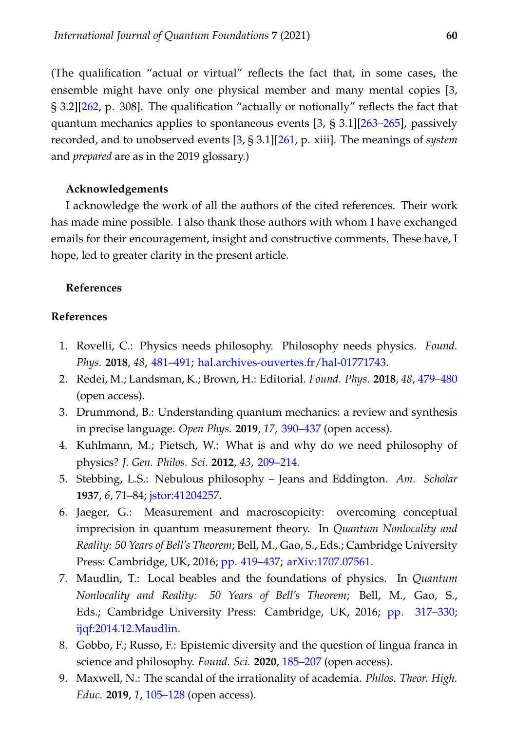(The qualification “actual or virtual” reflects the fact that, in some cases, the ensemble might have only one physical member and many mental copies [3, § 3.2][262, p. 308]. The qualification “actually or notionally” reflects the fact that quantum mechanics applies to spontaneous events [3, § 3.1][263–265], passively recorded, and to unobserved events [3, § 3.1][261, p. xiii]. The meanings of *system* and *prepared* are as in the 2019 glossary.)

### Acknowledgements

I acknowledge the work of all the authors of the cited references. Their work has made mine possible. I also thank those authors with whom I have exchanged emails for their encouragement, insight and constructive comments. These have, I hope, led to greater clarity in the present article.

### References

## References

1. Rovelli, C.: Physics needs philosophy. Philosophy needs physics. *Found. Phys.* **2018**, *48*, 481–491; hal.archives-ouvertes.fr/hal-01771743.
2. Redei, M.; Landsman, K.; Brown, H.: Editorial. *Found. Phys.* **2018**, *48*, 479–480 (open access).
3. Drummond, B.: Understanding quantum mechanics: a review and synthesis in precise language. *Open Phys.* **2019**, *17*, 390–437 (open access).
4. Kuhlmann, M.; Pietsch, W.: What is and why do we need philosophy of physics? *J. Gen. Philos. Sci.* **2012**, *43*, 209–214.
5. Stebbing, L.S.: Nebulous philosophy – Jeans and Eddington. *Am. Scholar* **1937**, *6*, 71–84; jstor:41204257.
6. Jaeger, G.: Measurement and macroscopicity: overcoming conceptual imprecision in quantum measurement theory. In *Quantum Nonlocality and Reality: 50 Years of Bell's Theorem*; Bell, M., Gao, S., Eds.; Cambridge University Press: Cambridge, UK, 2016; pp. 419–437; arXiv:1707.07561.
7. Maudlin, T.: Local beables and the foundations of physics. In *Quantum Nonlocality and Reality: 50 Years of Bell's Theorem*; Bell, M., Gao, S., Eds.; Cambridge University Press: Cambridge, UK, 2016; pp. 317–330; ijqf:2014.12.Maudlin.
8. Gobbo, F.; Russo, F.: Epistemic diversity and the question of lingua franca in science and philosophy. *Found. Sci.* **2020**, 185–207 (open access).
9. Maxwell, N.: The scandal of the irrationality of academia. *Philos. Theor. High. Educ.* **2019**, *1*, 105–128 (open access).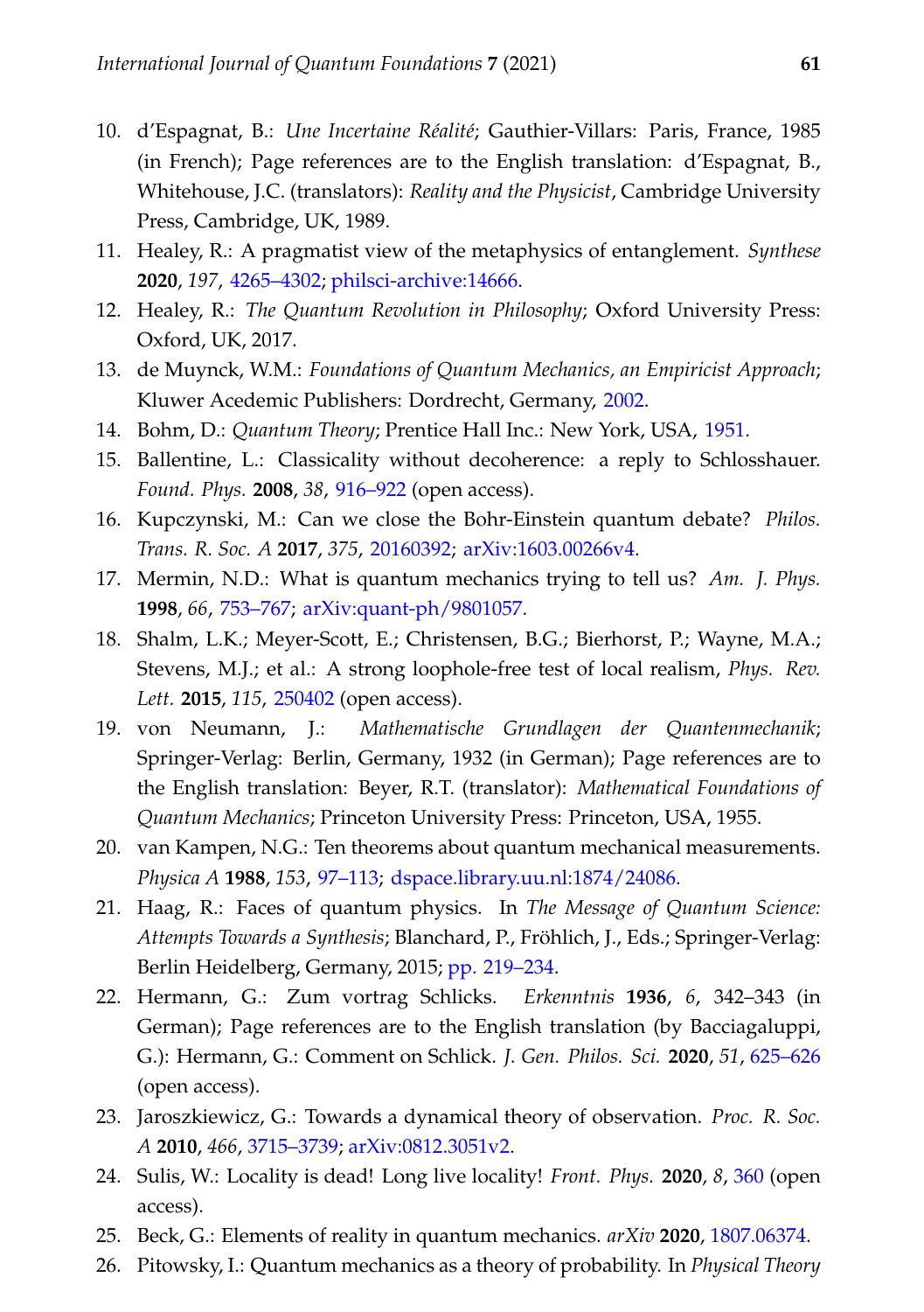10. d'Espagnat, B.: *Une Incertaine Réalité*; Gauthier-Villars: Paris, France, 1985 (in French); Page references are to the English translation: d'Espagnat, B., Whitehouse, J.C. (translators): *Reality and the Physicist*, Cambridge University Press, Cambridge, UK, 1989.
11. Healey, R.: A pragmatist view of the metaphysics of entanglement. *Synthese* **2020**, *197*, 4265–4302; philsci-archive:14666.
12. Healey, R.: *The Quantum Revolution in Philosophy*; Oxford University Press: Oxford, UK, 2017.
13. de Muynck, W.M.: *Foundations of Quantum Mechanics, an Empiricist Approach*; Kluwer Acedemic Publishers: Dordrecht, Germany, 2002.
14. Bohm, D.: *Quantum Theory*; Prentice Hall Inc.: New York, USA, 1951.
15. Ballentine, L.: Classicality without decoherence: a reply to Schlosshauer. *Found. Phys.* **2008**, *38*, 916–922 (open access).
16. Kupczynski, M.: Can we close the Bohr-Einstein quantum debate? *Philos. Trans. R. Soc. A* **2017**, *375*, 20160392; arXiv:1603.00266v4.
17. Mermin, N.D.: What is quantum mechanics trying to tell us? *Am. J. Phys.* **1998**, *66*, 753–767; arXiv:quant-ph/9801057.
18. Shalm, L.K.; Meyer-Scott, E.; Christensen, B.G.; Bierhorst, P.; Wayne, M.A.; Stevens, M.J.; et al.: A strong loophole-free test of local realism, *Phys. Rev. Lett.* **2015**, *115*, 250402 (open access).
19. von Neumann, J.: *Mathematische Grundlagen der Quantenmechanik*; Springer-Verlag: Berlin, Germany, 1932 (in German); Page references are to the English translation: Beyer, R.T. (translator): *Mathematical Foundations of Quantum Mechanics*; Princeton University Press: Princeton, USA, 1955.
20. van Kampen, N.G.: Ten theorems about quantum mechanical measurements. *Physica A* **1988**, *153*, 97–113; dspace.library.uu.nl:1874/24086.
21. Haag, R.: Faces of quantum physics. In *The Message of Quantum Science: Attempts Towards a Synthesis*; Blanchard, P., Fröhlich, J., Eds.; Springer-Verlag: Berlin Heidelberg, Germany, 2015; pp. 219–234.
22. Hermann, G.: Zum vortrag Schlicks. *Erkenntnis* **1936**, *6*, 342–343 (in German); Page references are to the English translation (by Bacciagaluppi, G.): Hermann, G.: Comment on Schlick. *J. Gen. Philos. Sci.* **2020**, *51*, 625–626 (open access).
23. Jaroszkiewicz, G.: Towards a dynamical theory of observation. *Proc. R. Soc. A* **2010**, *466*, 3715–3739; arXiv:0812.3051v2.
24. Sulis, W.: Locality is dead! Long live locality! *Front. Phys.* **2020**, *8*, 360 (open access).
25. Beck, G.: Elements of reality in quantum mechanics. *arXiv* **2020**, 1807.06374.
26. Pitowsky, I.: Quantum mechanics as a theory of probability. In *Physical Theory*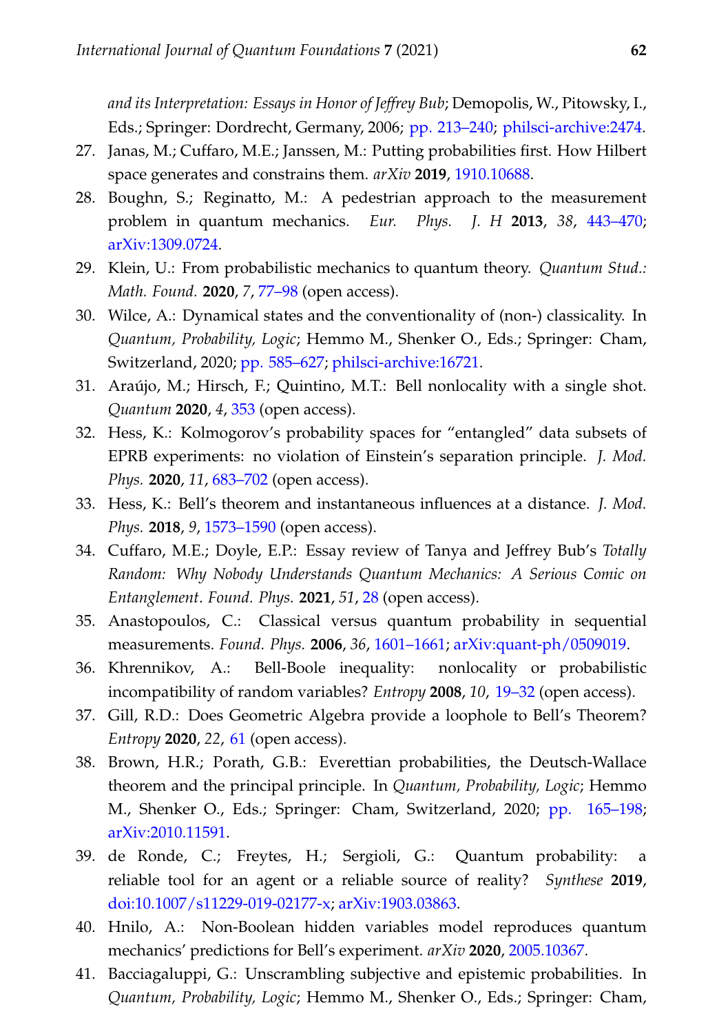*and its Interpretation: Essays in Honor of Jeffrey Bub*; Demopolis, W., Pitowsky, I., Eds.; Springer: Dordrecht, Germany, 2006; pp. 213–240; philsci-archive:2474.

27. Janas, M.; Cuffaro, M.E.; Janssen, M.: Putting probabilities first. How Hilbert space generates and constrains them. *arXiv* **2019**, 1910.10688.
28. Boughn, S.; Reginatto, M.: A pedestrian approach to the measurement problem in quantum mechanics. *Eur. Phys. J. H* **2013**, *38*, 443–470; arXiv:1309.0724.
29. Klein, U.: From probabilistic mechanics to quantum theory. *Quantum Stud.: Math. Found.* **2020**, *7*, 77–98 (open access).
30. Wilce, A.: Dynamical states and the conventionality of (non-) classicality. In *Quantum, Probability, Logic*; Hemmo M., Shenker O., Eds.; Springer: Cham, Switzerland, 2020; pp. 585–627; philsci-archive:16721.
31. Araújo, M.; Hirsch, F.; Quintino, M.T.: Bell nonlocality with a single shot. *Quantum* **2020**, *4*, 353 (open access).
32. Hess, K.: Kolmogorov's probability spaces for "entangled" data subsets of EPRB experiments: no violation of Einstein's separation principle. *J. Mod. Phys.* **2020**, *11*, 683–702 (open access).
33. Hess, K.: Bell's theorem and instantaneous influences at a distance. *J. Mod. Phys.* **2018**, *9*, 1573–1590 (open access).
34. Cuffaro, M.E.; Doyle, E.P.: Essay review of Tanya and Jeffrey Bub's *Totally Random: Why Nobody Understands Quantum Mechanics: A Serious Comic on Entanglement*. *Found. Phys.* **2021**, *51*, 28 (open access).
35. Anastopoulos, C.: Classical versus quantum probability in sequential measurements. *Found. Phys.* **2006**, *36*, 1601–1661; arXiv:quant-ph/0509019.
36. Khrennikov, A.: Bell-Boole inequality: nonlocality or probabilistic incompatibility of random variables? *Entropy* **2008**, *10*, 19–32 (open access).
37. Gill, R.D.: Does Geometric Algebra provide a loophole to Bell's Theorem? *Entropy* **2020**, *22*, 61 (open access).
38. Brown, H.R.; Porath, G.B.: Everettian probabilities, the Deutsch-Wallace theorem and the principal principle. In *Quantum, Probability, Logic*; Hemmo M., Shenker O., Eds.; Springer: Cham, Switzerland, 2020; pp. 165–198; arXiv:2010.11591.
39. de Ronde, C.; Freytes, H.; Sergioli, G.: Quantum probability: a reliable tool for an agent or a reliable source of reality? *Synthese* **2019**, doi:10.1007/s11229-019-02177-x; arXiv:1903.03863.
40. Hnilo, A.: Non-Boolean hidden variables model reproduces quantum mechanics' predictions for Bell's experiment. *arXiv* **2020**, 2005.10367.
41. Bacciagaluppi, G.: Unscrambling subjective and epistemic probabilities. In *Quantum, Probability, Logic*; Hemmo M., Shenker O., Eds.; Springer: Cham,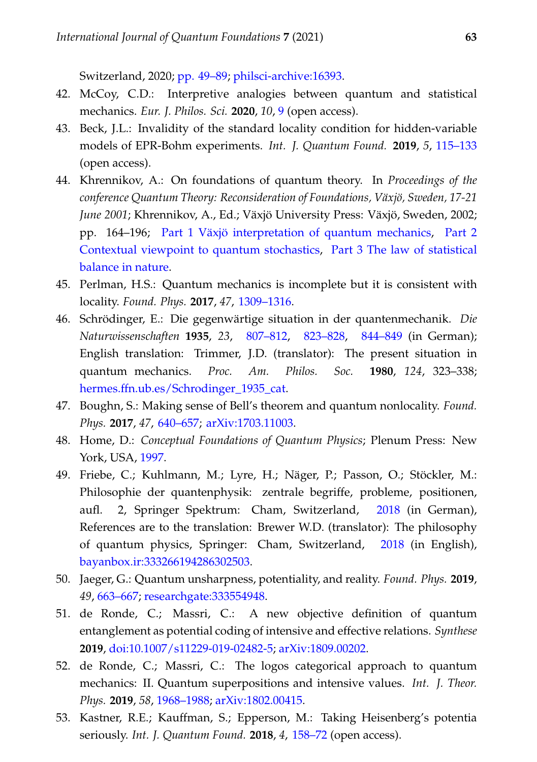Switzerland, 2020; pp. 49–89; philsci-archive:16393.

42. McCoy, C.D.: Interpretive analogies between quantum and statistical mechanics. *Eur. J. Philos. Sci.* **2020**, *10*, 9 (open access).
43. Beck, J.L.: Invalidity of the standard locality condition for hidden-variable models of EPR-Bohm experiments. *Int. J. Quantum Found.* **2019**, *5*, 115–133 (open access).
44. Khrennikov, A.: On foundations of quantum theory. In *Proceedings of the conference Quantum Theory: Reconsideration of Foundations, Växjö, Sweden, 17-21 June 2001*; Khrennikov, A., Ed.; Växjö University Press: Växjö, Sweden, 2002; pp. 164–196; Part 1 Växjö interpretation of quantum mechanics, Part 2 Contextual viewpoint to quantum stochastics, Part 3 The law of statistical balance in nature.
45. Perlman, H.S.: Quantum mechanics is incomplete but it is consistent with locality. *Found. Phys.* **2017**, *47*, 1309–1316.
46. Schrödinger, E.: Die gegenwärtige situation in der quantenmechanik. *Die Naturwissenschaften* **1935**, *23*, 807–812, 823–828, 844–849 (in German); English translation: Trimmer, J.D. (translator): The present situation in quantum mechanics. *Proc. Am. Philos. Soc.* **1980**, *124*, 323–338; hermes.ffn.ub.es/Schrodinger_1935_cat.
47. Boughn, S.: Making sense of Bell's theorem and quantum nonlocality. *Found. Phys.* **2017**, *47*, 640–657; arXiv:1703.11003.
48. Home, D.: *Conceptual Foundations of Quantum Physics*; Plenum Press: New York, USA, 1997.
49. Friebe, C.; Kuhlmann, M.; Lyre, H.; Näger, P.; Passon, O.; Stöckler, M.: Philosophie der quantenphysik: zentrale begriffe, probleme, positionen, aufl. 2, Springer Spektrum: Cham, Switzerland, 2018 (in German), References are to the translation: Brewer W.D. (translator): The philosophy of quantum physics, Springer: Cham, Switzerland, 2018 (in English), bayanbox.ir:333266194286302503.
50. Jaeger, G.: Quantum unsharpness, potentiality, and reality. *Found. Phys.* **2019**, *49*, 663–667; researchgate:333554948.
51. de Ronde, C.; Massri, C.: A new objective definition of quantum entanglement as potential coding of intensive and effective relations. *Synthese* **2019**, doi:10.1007/s11229-019-02482-5; arXiv:1809.00202.
52. de Ronde, C.; Massri, C.: The logos categorical approach to quantum mechanics: II. Quantum superpositions and intensive values. *Int. J. Theor. Phys.* **2019**, *58*, 1968–1988; arXiv:1802.00415.
53. Kastner, R.E.; Kauffman, S.; Epperson, M.: Taking Heisenberg's potentia seriously. *Int. J. Quantum Found.* **2018**, *4*, 158–72 (open access).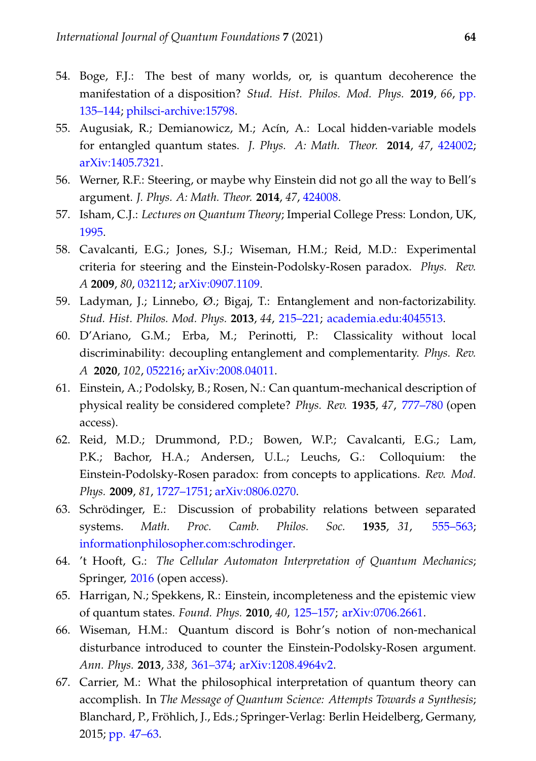54. Boge, F.J.: The best of many worlds, or, is quantum decoherence the manifestation of a disposition? *Stud. Hist. Philos. Mod. Phys.* **2019**, *66*, pp. 135–144; philsci-archive:15798.
55. Augusiak, R.; Demianowicz, M.; Acín, A.: Local hidden-variable models for entangled quantum states. *J. Phys. A: Math. Theor.* **2014**, *47*, 424002; arXiv:1405.7321.
56. Werner, R.F.: Steering, or maybe why Einstein did not go all the way to Bell's argument. *J. Phys. A: Math. Theor.* **2014**, *47*, 424008.
57. Isham, C.J.: *Lectures on Quantum Theory*; Imperial College Press: London, UK, 1995.
58. Cavalcanti, E.G.; Jones, S.J.; Wiseman, H.M.; Reid, M.D.: Experimental criteria for steering and the Einstein-Podolsky-Rosen paradox. *Phys. Rev. A* **2009**, *80*, 032112; arXiv:0907.1109.
59. Ladyman, J.; Linnebo, Ø.; Bigaj, T.: Entanglement and non-factorizability. *Stud. Hist. Philos. Mod. Phys.* **2013**, *44*, 215–221; academia.edu:4045513.
60. D'Ariano, G.M.; Erba, M.; Perinotti, P.: Classicality without local discriminability: decoupling entanglement and complementarity. *Phys. Rev. A* **2020**, *102*, 052216; arXiv:2008.04011.
61. Einstein, A.; Podolsky, B.; Rosen, N.: Can quantum-mechanical description of physical reality be considered complete? *Phys. Rev.* **1935**, *47*, 777–780 (open access).
62. Reid, M.D.; Drummond, P.D.; Bowen, W.P.; Cavalcanti, E.G.; Lam, P.K.; Bachor, H.A.; Andersen, U.L.; Leuchs, G.: Colloquium: the Einstein-Podolsky-Rosen paradox: from concepts to applications. *Rev. Mod. Phys.* **2009**, *81*, 1727–1751; arXiv:0806.0270.
63. Schrödinger, E.: Discussion of probability relations between separated systems. *Math. Proc. Camb. Philos. Soc.* **1935**, *31*, 555–563; informationphilosopher.com:schrodinger.
64. 't Hooft, G.: *The Cellular Automaton Interpretation of Quantum Mechanics*; Springer, 2016 (open access).
65. Harrigan, N.; Spekkens, R.: Einstein, incompleteness and the epistemic view of quantum states. *Found. Phys.* **2010**, *40*, 125–157; arXiv:0706.2661.
66. Wiseman, H.M.: Quantum discord is Bohr's notion of non-mechanical disturbance introduced to counter the Einstein-Podolsky-Rosen argument. *Ann. Phys.* **2013**, *338*, 361–374; arXiv:1208.4964v2.
67. Carrier, M.: What the philosophical interpretation of quantum theory can accomplish. In *The Message of Quantum Science: Attempts Towards a Synthesis*; Blanchard, P., Fröhlich, J., Eds.; Springer-Verlag: Berlin Heidelberg, Germany, 2015; pp. 47–63.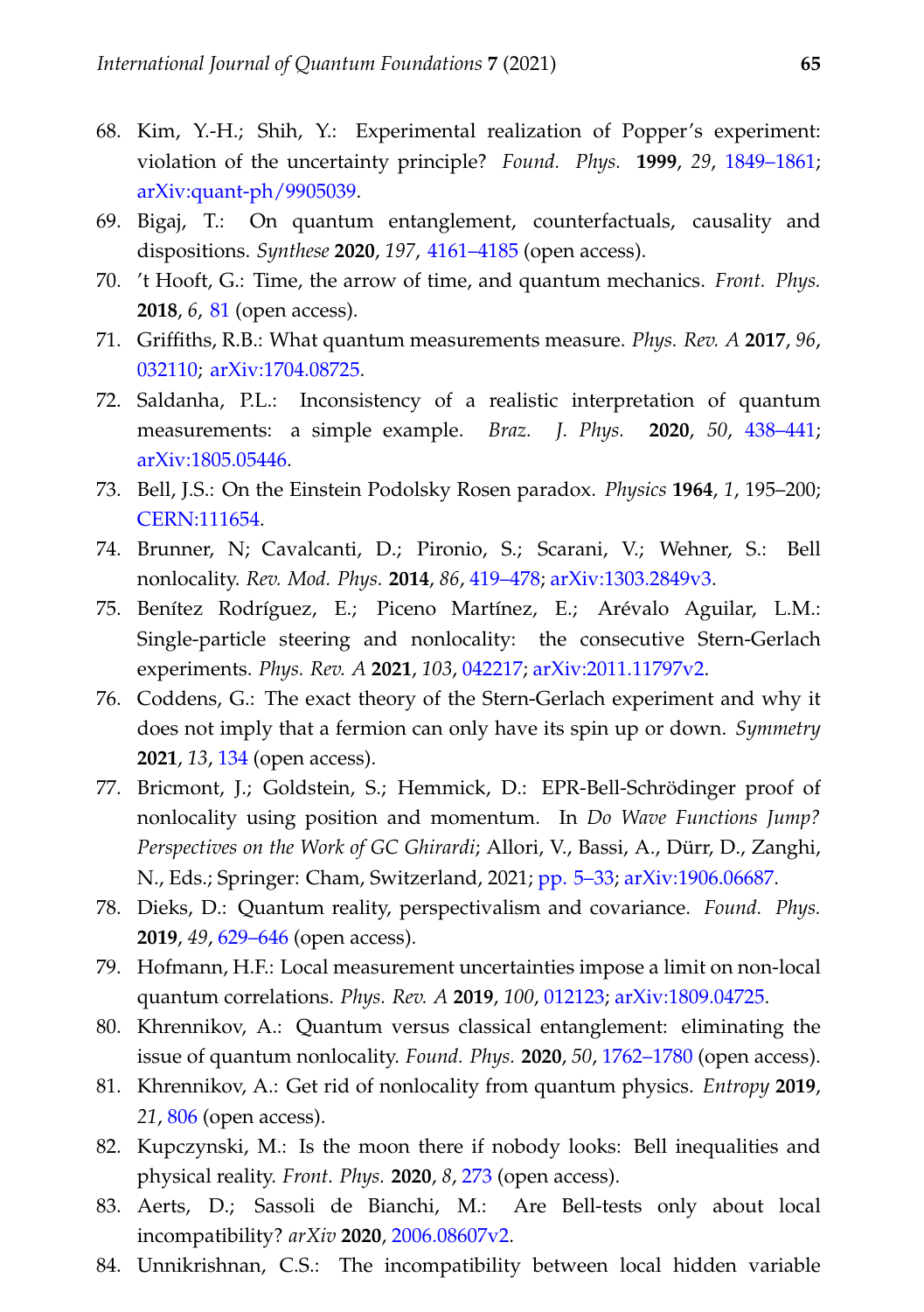68. Kim, Y.-H.; Shih, Y.: Experimental realization of Popper's experiment: violation of the uncertainty principle? *Found. Phys.* **1999**, *29*, 1849–1861; arXiv:quant-ph/9905039.
69. Bigaj, T.: On quantum entanglement, counterfactuals, causality and dispositions. *Synthese* **2020**, *197*, 4161–4185 (open access).
70. 't Hooft, G.: Time, the arrow of time, and quantum mechanics. *Front. Phys.* **2018**, *6*, 81 (open access).
71. Griffiths, R.B.: What quantum measurements measure. *Phys. Rev. A* **2017**, *96*, 032110; arXiv:1704.08725.
72. Saldanha, P.L.: Inconsistency of a realistic interpretation of quantum measurements: a simple example. *Braz. J. Phys.* **2020**, *50*, 438–441; arXiv:1805.05446.
73. Bell, J.S.: On the Einstein Podolsky Rosen paradox. *Physics* **1964**, *1*, 195–200; CERN:111654.
74. Brunner, N; Cavalcanti, D.; Pironio, S.; Scarani, V.; Wehner, S.: Bell nonlocality. *Rev. Mod. Phys.* **2014**, *86*, 419–478; arXiv:1303.2849v3.
75. Benítez Rodríguez, E.; Piceno Martínez, E.; Arévalo Aguilar, L.M.: Single-particle steering and nonlocality: the consecutive Stern-Gerlach experiments. *Phys. Rev. A* **2021**, *103*, 042217; arXiv:2011.11797v2.
76. Coddens, G.: The exact theory of the Stern-Gerlach experiment and why it does not imply that a fermion can only have its spin up or down. *Symmetry* **2021**, *13*, 134 (open access).
77. Bricmont, J.; Goldstein, S.; Hemmick, D.: EPR-Bell-Schrödinger proof of nonlocality using position and momentum. In *Do Wave Functions Jump? Perspectives on the Work of GC Ghirardi*; Allori, V., Bassi, A., Dürr, D., Zanghi, N., Eds.; Springer: Cham, Switzerland, 2021; pp. 5–33; arXiv:1906.06687.
78. Dieks, D.: Quantum reality, perspectivalism and covariance. *Found. Phys.* **2019**, *49*, 629–646 (open access).
79. Hofmann, H.F.: Local measurement uncertainties impose a limit on non-local quantum correlations. *Phys. Rev. A* **2019**, *100*, 012123; arXiv:1809.04725.
80. Khrennikov, A.: Quantum versus classical entanglement: eliminating the issue of quantum nonlocality. *Found. Phys.* **2020**, *50*, 1762–1780 (open access).
81. Khrennikov, A.: Get rid of nonlocality from quantum physics. *Entropy* **2019**, *21*, 806 (open access).
82. Kupczynski, M.: Is the moon there if nobody looks: Bell inequalities and physical reality. *Front. Phys.* **2020**, *8*, 273 (open access).
83. Aerts, D.; Sassoli de Bianchi, M.: Are Bell-tests only about local incompatibility? *arXiv* **2020**, 2006.08607v2.
84. Unnikrishnan, C.S.: The incompatibility between local hidden variable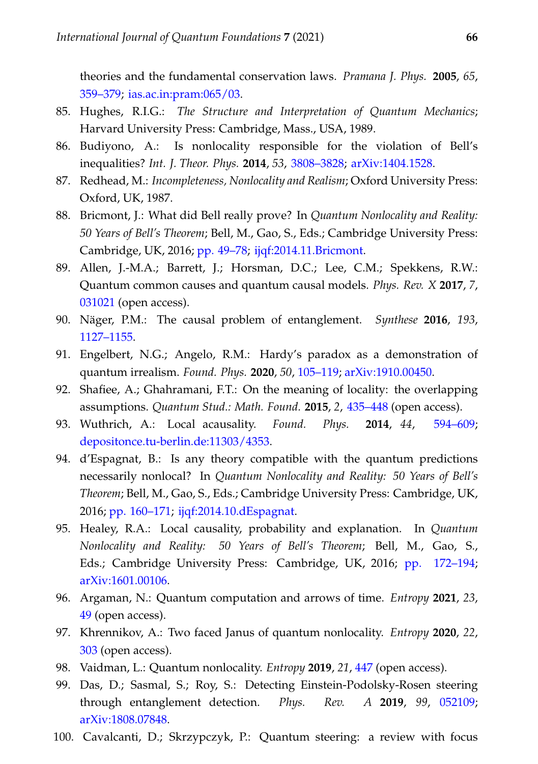theories and the fundamental conservation laws. *Pramana J. Phys.* **2005**, *65*, 359–379; ias.ac.in:pram:065/03.

85. Hughes, R.I.G.: *The Structure and Interpretation of Quantum Mechanics*; Harvard University Press: Cambridge, Mass., USA, 1989.
86. Budiyono, A.: Is nonlocality responsible for the violation of Bell's inequalities? *Int. J. Theor. Phys.* **2014**, *53*, 3808–3828; arXiv:1404.1528.
87. Redhead, M.: *Incompleteness, Nonlocality and Realism*; Oxford University Press: Oxford, UK, 1987.
88. Bricmont, J.: What did Bell really prove? In *Quantum Nonlocality and Reality: 50 Years of Bell's Theorem*; Bell, M., Gao, S., Eds.; Cambridge University Press: Cambridge, UK, 2016; pp. 49–78; ijqf:2014.11.Bricmont.
89. Allen, J.-M.A.; Barrett, J.; Horsman, D.C.; Lee, C.M.; Spekkens, R.W.: Quantum common causes and quantum causal models. *Phys. Rev. X* **2017**, *7*, 031021 (open access).
90. Näger, P.M.: The causal problem of entanglement. *Synthese* **2016**, *193*, 1127–1155.
91. Engelbert, N.G.; Angelo, R.M.: Hardy's paradox as a demonstration of quantum irrealism. *Found. Phys.* **2020**, *50*, 105–119; arXiv:1910.00450.
92. Shafiee, A.; Ghahramani, F.T.: On the meaning of locality: the overlapping assumptions. *Quantum Stud.: Math. Found.* **2015**, *2*, 435–448 (open access).
93. Wuthrich, A.: Local acausality. *Found. Phys.* **2014**, *44*, 594–609; depositonce.tu-berlin.de:11303/4353.
94. d'Espagnat, B.: Is any theory compatible with the quantum predictions necessarily nonlocal? In *Quantum Nonlocality and Reality: 50 Years of Bell's Theorem*; Bell, M., Gao, S., Eds.; Cambridge University Press: Cambridge, UK, 2016; pp. 160–171; ijqf:2014.10.dEspagnat.
95. Healey, R.A.: Local causality, probability and explanation. In *Quantum Nonlocality and Reality: 50 Years of Bell's Theorem*; Bell, M., Gao, S., Eds.; Cambridge University Press: Cambridge, UK, 2016; pp. 172–194; arXiv:1601.00106.
96. Argaman, N.: Quantum computation and arrows of time. *Entropy* **2021**, *23*, 49 (open access).
97. Khrennikov, A.: Two faced Janus of quantum nonlocality. *Entropy* **2020**, *22*, 303 (open access).
98. Vaidman, L.: Quantum nonlocality. *Entropy* **2019**, *21*, 447 (open access).
99. Das, D.; Sasmal, S.; Roy, S.: Detecting Einstein-Podolsky-Rosen steering through entanglement detection. *Phys. Rev. A* **2019**, *99*, 052109; arXiv:1808.07848.
100. Cavalcanti, D.; Skrzypczyk, P.: Quantum steering: a review with focus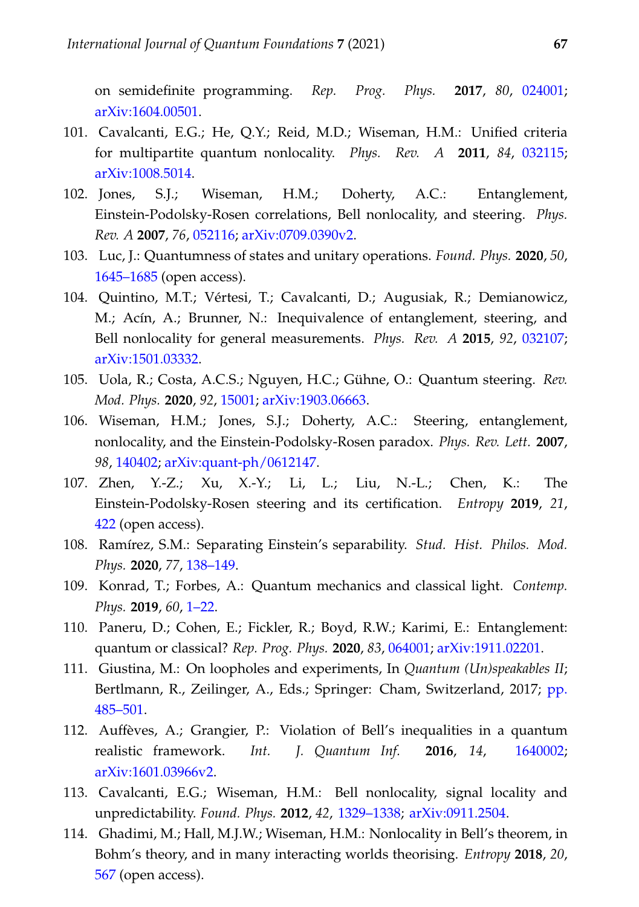on semidefinite programming. *Rep. Prog. Phys.* **2017**, *80*, 024001; arXiv:1604.00501.

101. Cavalcanti, E.G.; He, Q.Y.; Reid, M.D.; Wiseman, H.M.: Unified criteria for multipartite quantum nonlocality. *Phys. Rev. A* **2011**, *84*, 032115; arXiv:1008.5014.
102. Jones, S.J.; Wiseman, H.M.; Doherty, A.C.: Entanglement, Einstein-Podolsky-Rosen correlations, Bell nonlocality, and steering. *Phys. Rev. A* **2007**, *76*, 052116; arXiv:0709.0390v2.
103. Luc, J.: Quantumness of states and unitary operations. *Found. Phys.* **2020**, *50*, 1645–1685 (open access).
104. Quintino, M.T.; Vértesi, T.; Cavalcanti, D.; Augusiak, R.; Demianowicz, M.; Acín, A.; Brunner, N.: Inequivalence of entanglement, steering, and Bell nonlocality for general measurements. *Phys. Rev. A* **2015**, *92*, 032107; arXiv:1501.03332.
105. Uola, R.; Costa, A.C.S.; Nguyen, H.C.; Gühne, O.: Quantum steering. *Rev. Mod. Phys.* **2020**, *92*, 15001; arXiv:1903.06663.
106. Wiseman, H.M.; Jones, S.J.; Doherty, A.C.: Steering, entanglement, nonlocality, and the Einstein-Podolsky-Rosen paradox. *Phys. Rev. Lett.* **2007**, *98*, 140402; arXiv:quant-ph/0612147.
107. Zhen, Y.-Z.; Xu, X.-Y.; Li, L.; Liu, N.-L.; Chen, K.: The Einstein-Podolsky-Rosen steering and its certification. *Entropy* **2019**, *21*, 422 (open access).
108. Ramírez, S.M.: Separating Einstein's separability. *Stud. Hist. Philos. Mod. Phys.* **2020**, *77*, 138–149.
109. Konrad, T.; Forbes, A.: Quantum mechanics and classical light. *Contemp. Phys.* **2019**, *60*, 1–22.
110. Paneru, D.; Cohen, E.; Fickler, R.; Boyd, R.W.; Karimi, E.: Entanglement: quantum or classical? *Rep. Prog. Phys.* **2020**, *83*, 064001; arXiv:1911.02201.
111. Giustina, M.: On loopholes and experiments, In *Quantum (Un)speakables II*; Bertlmann, R., Zeilinger, A., Eds.; Springer: Cham, Switzerland, 2017; pp. 485–501.
112. Auffèves, A.; Grangier, P.: Violation of Bell's inequalities in a quantum realistic framework. *Int. J. Quantum Inf.* **2016**, *14*, 1640002; arXiv:1601.03966v2.
113. Cavalcanti, E.G.; Wiseman, H.M.: Bell nonlocality, signal locality and unpredictability. *Found. Phys.* **2012**, *42*, 1329–1338; arXiv:0911.2504.
114. Ghadimi, M.; Hall, M.J.W.; Wiseman, H.M.: Nonlocality in Bell's theorem, in Bohm's theory, and in many interacting worlds theorising. *Entropy* **2018**, *20*, 567 (open access).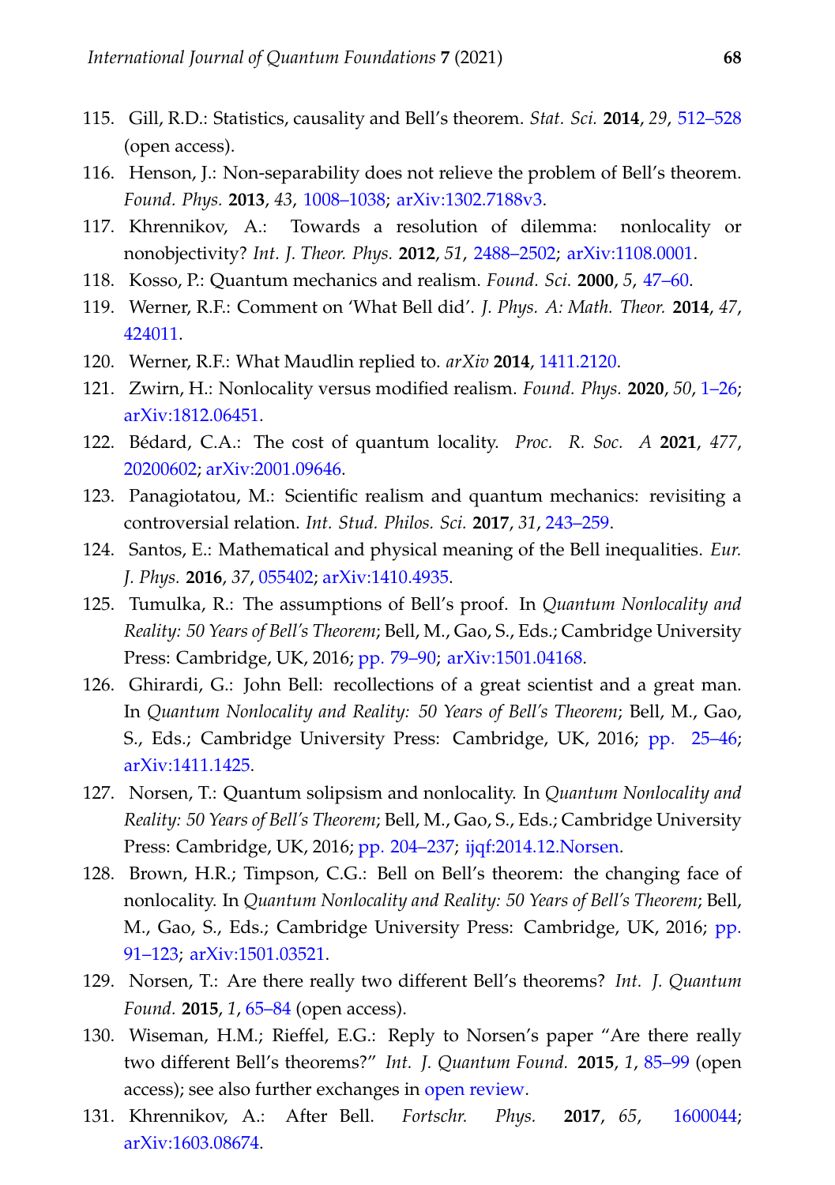115. Gill, R.D.: Statistics, causality and Bell's theorem. *Stat. Sci.* **2014**, *29*, 512–528 (open access).
116. Henson, J.: Non-separability does not relieve the problem of Bell's theorem. *Found. Phys.* **2013**, *43*, 1008–1038; arXiv:1302.7188v3.
117. Khrennikov, A.: Towards a resolution of dilemma: nonlocality or nonobjectivity? *Int. J. Theor. Phys.* **2012**, *51*, 2488–2502; arXiv:1108.0001.
118. Kosso, P.: Quantum mechanics and realism. *Found. Sci.* **2000**, *5*, 47–60.
119. Werner, R.F.: Comment on 'What Bell did'. *J. Phys. A: Math. Theor.* **2014**, *47*, 424011.
120. Werner, R.F.: What Maudlin replied to. *arXiv* **2014**, 1411.2120.
121. Zwirn, H.: Nonlocality versus modified realism. *Found. Phys.* **2020**, *50*, 1–26; arXiv:1812.06451.
122. Bédard, C.A.: The cost of quantum locality. *Proc. R. Soc. A* **2021**, *477*, 20200602; arXiv:2001.09646.
123. Panagiotatou, M.: Scientific realism and quantum mechanics: revisiting a controversial relation. *Int. Stud. Philos. Sci.* **2017**, *31*, 243–259.
124. Santos, E.: Mathematical and physical meaning of the Bell inequalities. *Eur. J. Phys.* **2016**, *37*, 055402; arXiv:1410.4935.
125. Tumulka, R.: The assumptions of Bell's proof. In *Quantum Nonlocality and Reality: 50 Years of Bell's Theorem*; Bell, M., Gao, S., Eds.; Cambridge University Press: Cambridge, UK, 2016; pp. 79–90; arXiv:1501.04168.
126. Ghirardi, G.: John Bell: recollections of a great scientist and a great man. In *Quantum Nonlocality and Reality: 50 Years of Bell's Theorem*; Bell, M., Gao, S., Eds.; Cambridge University Press: Cambridge, UK, 2016; pp. 25–46; arXiv:1411.1425.
127. Norsen, T.: Quantum solipsism and nonlocality. In *Quantum Nonlocality and Reality: 50 Years of Bell's Theorem*; Bell, M., Gao, S., Eds.; Cambridge University Press: Cambridge, UK, 2016; pp. 204–237; ijqf:2014.12.Norsen.
128. Brown, H.R.; Timpson, C.G.: Bell on Bell's theorem: the changing face of nonlocality. In *Quantum Nonlocality and Reality: 50 Years of Bell's Theorem*; Bell, M., Gao, S., Eds.; Cambridge University Press: Cambridge, UK, 2016; pp. 91–123; arXiv:1501.03521.
129. Norsen, T.: Are there really two different Bell's theorems? *Int. J. Quantum Found.* **2015**, *1*, 65–84 (open access).
130. Wiseman, H.M.; Rieffel, E.G.: Reply to Norsen's paper "Are there really two different Bell's theorems?" *Int. J. Quantum Found.* **2015**, *1*, 85–99 (open access); see also further exchanges in open review.
131. Khrennikov, A.: After Bell. *Fortschr. Phys.* **2017**, *65*, 1600044; arXiv:1603.08674.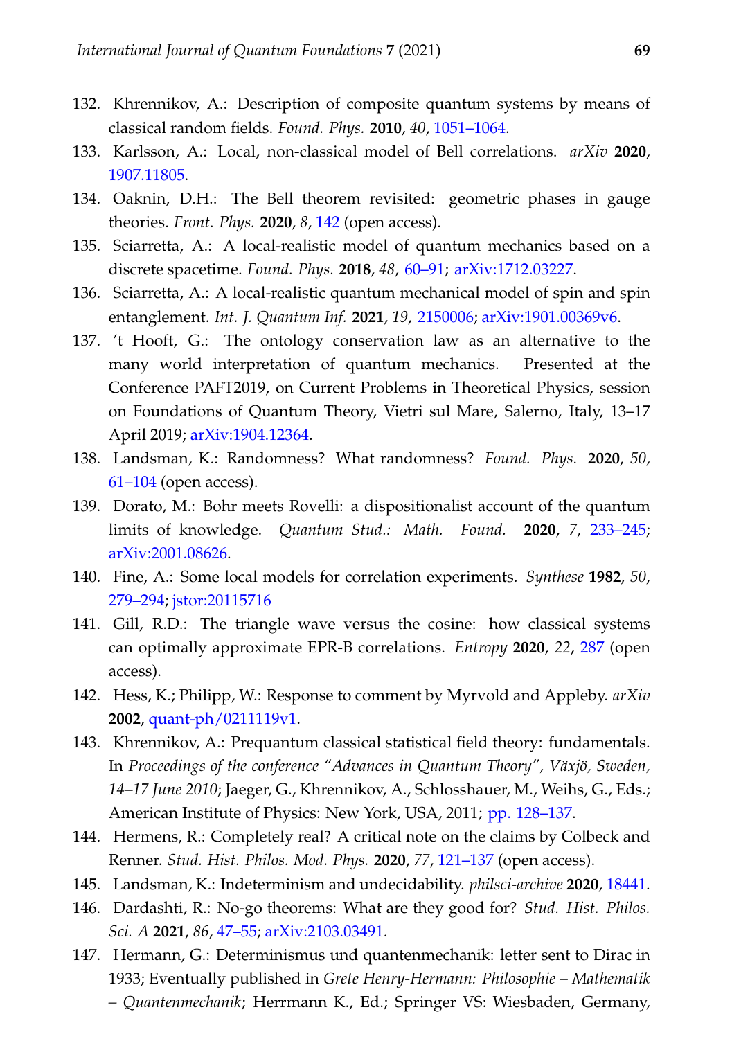132. Khrennikov, A.: Description of composite quantum systems by means of classical random fields. *Found. Phys.* **2010**, *40*, 1051–1064.
133. Karlsson, A.: Local, non-classical model of Bell correlations. *arXiv* **2020**, 1907.11805.
134. Oaknin, D.H.: The Bell theorem revisited: geometric phases in gauge theories. *Front. Phys.* **2020**, *8*, 142 (open access).
135. Sciarretta, A.: A local-realistic model of quantum mechanics based on a discrete spacetime. *Found. Phys.* **2018**, *48*, 60–91; arXiv:1712.03227.
136. Sciarretta, A.: A local-realistic quantum mechanical model of spin and spin entanglement. *Int. J. Quantum Inf.* **2021**, *19*, 2150006; arXiv:1901.00369v6.
137. 't Hooft, G.: The ontology conservation law as an alternative to the many world interpretation of quantum mechanics. Presented at the Conference PAFT2019, on Current Problems in Theoretical Physics, session on Foundations of Quantum Theory, Vietri sul Mare, Salerno, Italy, 13–17 April 2019; arXiv:1904.12364.
138. Landsman, K.: Randomness? What randomness? *Found. Phys.* **2020**, *50*, 61–104 (open access).
139. Dorato, M.: Bohr meets Rovelli: a dispositionalist account of the quantum limits of knowledge. *Quantum Stud.: Math. Found.* **2020**, *7*, 233–245; arXiv:2001.08626.
140. Fine, A.: Some local models for correlation experiments. *Synthese* **1982**, *50*, 279–294; jstor:20115716
141. Gill, R.D.: The triangle wave versus the cosine: how classical systems can optimally approximate EPR-B correlations. *Entropy* **2020**, *22*, 287 (open access).
142. Hess, K.; Philipp, W.: Response to comment by Myrvold and Appleby. *arXiv* **2002**, quant-ph/0211119v1.
143. Khrennikov, A.: Prequantum classical statistical field theory: fundamentals. In *Proceedings of the conference "Advances in Quantum Theory", Växjö, Sweden, 14–17 June 2010*; Jaeger, G., Khrennikov, A., Schlosshauer, M., Weihs, G., Eds.; American Institute of Physics: New York, USA, 2011; pp. 128–137.
144. Hermens, R.: Completely real? A critical note on the claims by Colbeck and Renner. *Stud. Hist. Philos. Mod. Phys.* **2020**, *77*, 121–137 (open access).
145. Landsman, K.: Indeterminism and undecidability. *philsci-archive* **2020**, 18441.
146. Dardashti, R.: No-go theorems: What are they good for? *Stud. Hist. Philos. Sci. A* **2021**, *86*, 47–55; arXiv:2103.03491.
147. Hermann, G.: Determinismus und quantenmechanik: letter sent to Dirac in 1933; Eventually published in *Grete Henry-Hermann: Philosophie – Mathematik – Quantenmechanik*; Herrmann K., Ed.; Springer VS: Wiesbaden, Germany,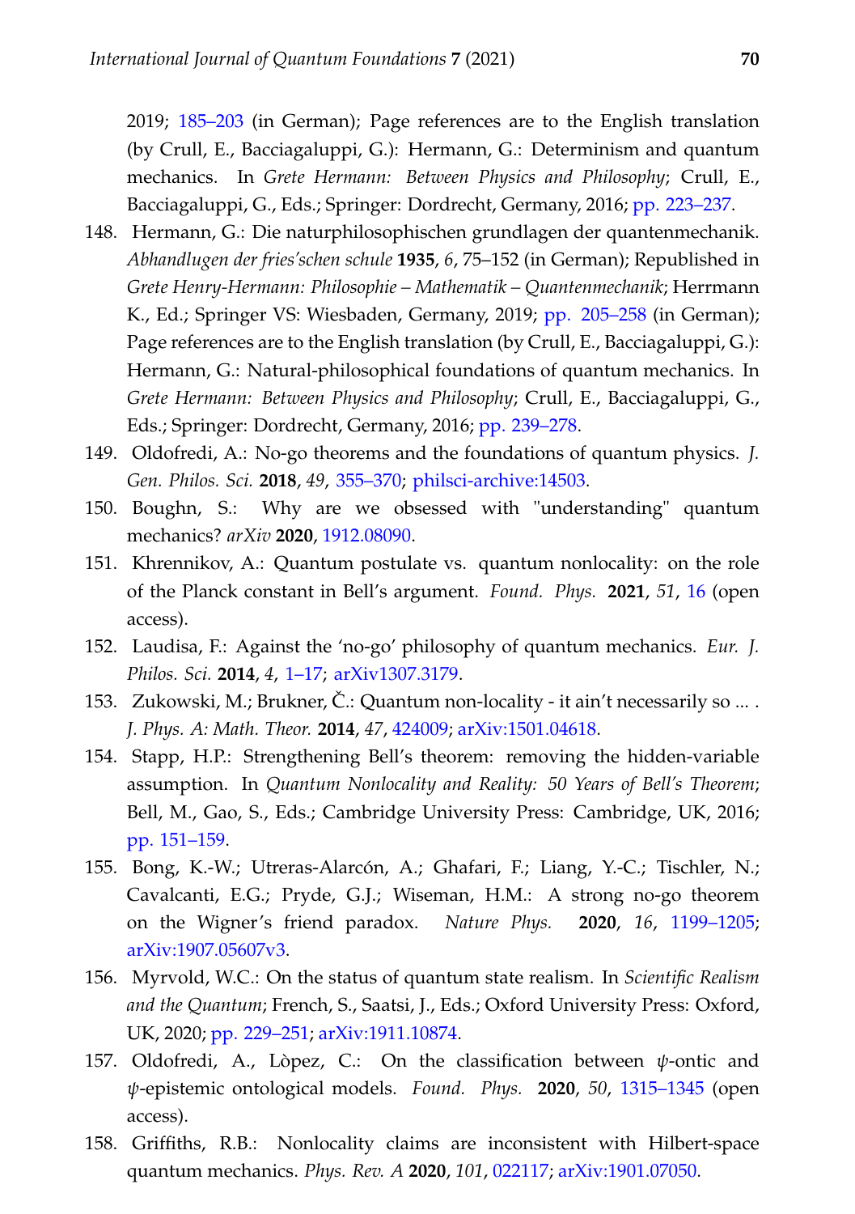2019; 185–203 (in German); Page references are to the English translation (by Crull, E., Bacciagaluppi, G.): Hermann, G.: Determinism and quantum mechanics. In *Grete Hermann: Between Physics and Philosophy*; Crull, E., Bacciagaluppi, G., Eds.; Springer: Dordrecht, Germany, 2016; pp. 223–237.

148. Hermann, G.: Die naturphilosophischen grundlagen der quantenmechanik. *Abhandlugen der fries'schen schule* **1935**, *6*, 75–152 (in German); Republished in *Grete Henry-Hermann: Philosophie – Mathematik – Quantenmechanik*; Herrmann K., Ed.; Springer VS: Wiesbaden, Germany, 2019; pp. 205–258 (in German); Page references are to the English translation (by Crull, E., Bacciagaluppi, G.): Hermann, G.: Natural-philosophical foundations of quantum mechanics. In *Grete Hermann: Between Physics and Philosophy*; Crull, E., Bacciagaluppi, G., Eds.; Springer: Dordrecht, Germany, 2016; pp. 239–278.
149. Oldofredi, A.: No-go theorems and the foundations of quantum physics. *J. Gen. Philos. Sci.* **2018**, *49*, 355–370; philsci-archive:14503.
150. Boughn, S.: Why are we obsessed with "understanding" quantum mechanics? *arXiv* **2020**, 1912.08090.
151. Khrennikov, A.: Quantum postulate vs. quantum nonlocality: on the role of the Planck constant in Bell's argument. *Found. Phys.* **2021**, *51*, 16 (open access).
152. Laudisa, F.: Against the 'no-go' philosophy of quantum mechanics. *Eur. J. Philos. Sci.* **2014**, *4*, 1–17; arXiv1307.3179.
153. Zukowski, M.; Brukner, Č.: Quantum non-locality - it ain't necessarily so ... . *J. Phys. A: Math. Theor.* **2014**, *47*, 424009; arXiv:1501.04618.
154. Stapp, H.P.: Strengthening Bell's theorem: removing the hidden-variable assumption. In *Quantum Nonlocality and Reality: 50 Years of Bell's Theorem*; Bell, M., Gao, S., Eds.; Cambridge University Press: Cambridge, UK, 2016; pp. 151–159.
155. Bong, K.-W.; Utreras-Alarcón, A.; Ghafari, F.; Liang, Y.-C.; Tischler, N.; Cavalcanti, E.G.; Pryde, G.J.; Wiseman, H.M.: A strong no-go theorem on the Wigner's friend paradox. *Nature Phys.* **2020**, *16*, 1199–1205; arXiv:1907.05607v3.
156. Myrvold, W.C.: On the status of quantum state realism. In *Scientific Realism and the Quantum*; French, S., Saatsi, J., Eds.; Oxford University Press: Oxford, UK, 2020; pp. 229–251; arXiv:1911.10874.
157. Oldofredi, A., Lòpez, C.: On the classification between $\psi$-ontic and $\psi$-epistemic ontological models. *Found. Phys.* **2020**, *50*, 1315–1345 (open access).
158. Griffiths, R.B.: Nonlocality claims are inconsistent with Hilbert-space quantum mechanics. *Phys. Rev. A* **2020**, *101*, 022117; arXiv:1901.07050.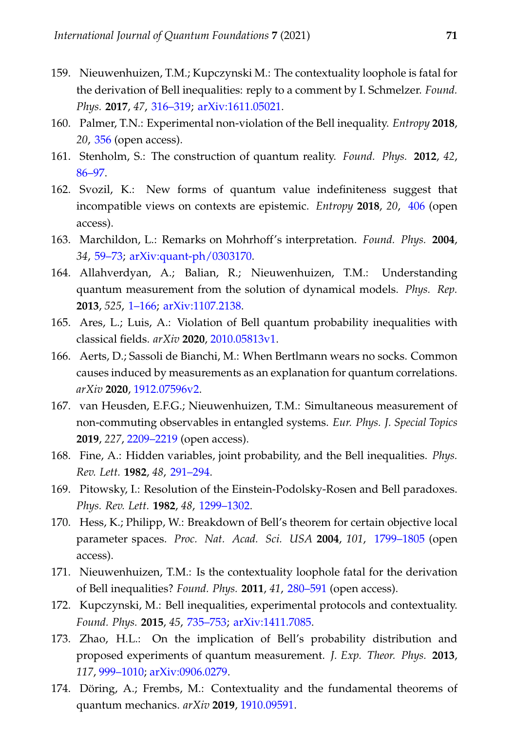159. Nieuwenhuizen, T.M.; Kupczynski M.: The contextuality loophole is fatal for the derivation of Bell inequalities: reply to a comment by I. Schmelzer. *Found. Phys.* **2017**, *47*, 316–319; arXiv:1611.05021.
160. Palmer, T.N.: Experimental non-violation of the Bell inequality. *Entropy* **2018**, *20*, 356 (open access).
161. Stenholm, S.: The construction of quantum reality. *Found. Phys.* **2012**, *42*, 86–97.
162. Svozil, K.: New forms of quantum value indefiniteness suggest that incompatible views on contexts are epistemic. *Entropy* **2018**, *20*, 406 (open access).
163. Marchildon, L.: Remarks on Mohrhoff's interpretation. *Found. Phys.* **2004**, *34*, 59–73; arXiv:quant-ph/0303170.
164. Allahverdyan, A.; Balian, R.; Nieuwenhuizen, T.M.: Understanding quantum measurement from the solution of dynamical models. *Phys. Rep.* **2013**, *525*, 1–166; arXiv:1107.2138.
165. Ares, L.; Luis, A.: Violation of Bell quantum probability inequalities with classical fields. *arXiv* **2020**, 2010.05813v1.
166. Aerts, D.; Sassoli de Bianchi, M.: When Bertlmann wears no socks. Common causes induced by measurements as an explanation for quantum correlations. *arXiv* **2020**, 1912.07596v2.
167. van Heusden, E.F.G.; Nieuwenhuizen, T.M.: Simultaneous measurement of non-commuting observables in entangled systems. *Eur. Phys. J. Special Topics* **2019**, *227*, 2209–2219 (open access).
168. Fine, A.: Hidden variables, joint probability, and the Bell inequalities. *Phys. Rev. Lett.* **1982**, *48*, 291–294.
169. Pitowsky, I.: Resolution of the Einstein-Podolsky-Rosen and Bell paradoxes. *Phys. Rev. Lett.* **1982**, *48*, 1299–1302.
170. Hess, K.; Philipp, W.: Breakdown of Bell's theorem for certain objective local parameter spaces. *Proc. Nat. Acad. Sci. USA* **2004**, *101*, 1799–1805 (open access).
171. Nieuwenhuizen, T.M.: Is the contextuality loophole fatal for the derivation of Bell inequalities? *Found. Phys.* **2011**, *41*, 280–591 (open access).
172. Kupczynski, M.: Bell inequalities, experimental protocols and contextuality. *Found. Phys.* **2015**, *45*, 735–753; arXiv:1411.7085.
173. Zhao, H.L.: On the implication of Bell's probability distribution and proposed experiments of quantum measurement. *J. Exp. Theor. Phys.* **2013**, *117*, 999–1010; arXiv:0906.0279.
174. Döring, A.; Frembs, M.: Contextuality and the fundamental theorems of quantum mechanics. *arXiv* **2019**, 1910.09591.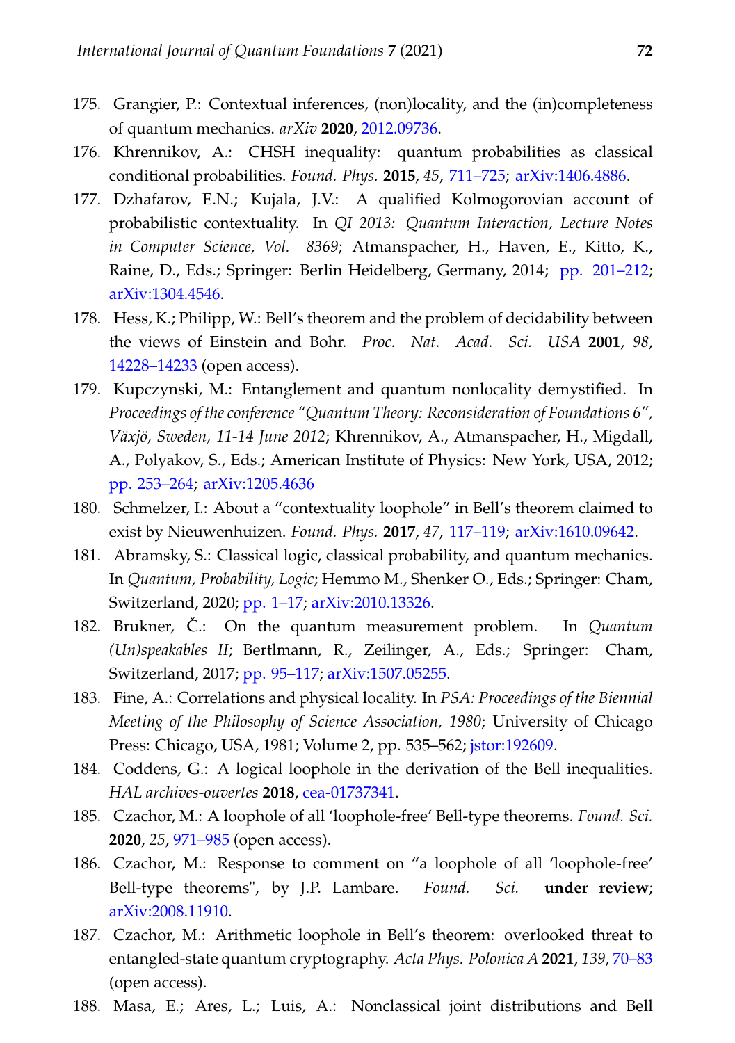175. Grangier, P.: Contextual inferences, (non)locality, and the (in)completeness of quantum mechanics. *arXiv* **2020**, 2012.09736.
176. Khrennikov, A.: CHSH inequality: quantum probabilities as classical conditional probabilities. *Found. Phys.* **2015**, *45*, 711–725; arXiv:1406.4886.
177. Dzhafarov, E.N.; Kujala, J.V.: A qualified Kolmogorovian account of probabilistic contextuality. In *QI 2013: Quantum Interaction, Lecture Notes in Computer Science, Vol. 8369*; Atmanspacher, H., Haven, E., Kitto, K., Raine, D., Eds.; Springer: Berlin Heidelberg, Germany, 2014; pp. 201–212; arXiv:1304.4546.
178. Hess, K.; Philipp, W.: Bell's theorem and the problem of decidability between the views of Einstein and Bohr. *Proc. Nat. Acad. Sci. USA* **2001**, *98*, 14228–14233 (open access).
179. Kupczynski, M.: Entanglement and quantum nonlocality demystified. In *Proceedings of the conference "Quantum Theory: Reconsideration of Foundations 6", Växjö, Sweden, 11-14 June 2012*; Khrennikov, A., Atmanspacher, H., Migdall, A., Polyakov, S., Eds.; American Institute of Physics: New York, USA, 2012; pp. 253–264; arXiv:1205.4636
180. Schmelzer, I.: About a "contextuality loophole" in Bell's theorem claimed to exist by Nieuwenhuizen. *Found. Phys.* **2017**, *47*, 117–119; arXiv:1610.09642.
181. Abramsky, S.: Classical logic, classical probability, and quantum mechanics. In *Quantum, Probability, Logic*; Hemmo M., Shenker O., Eds.; Springer: Cham, Switzerland, 2020; pp. 1–17; arXiv:2010.13326.
182. Brukner, Č.: On the quantum measurement problem. In *Quantum (Un)speakables II*; Bertlmann, R., Zeilinger, A., Eds.; Springer: Cham, Switzerland, 2017; pp. 95–117; arXiv:1507.05255.
183. Fine, A.: Correlations and physical locality. In *PSA: Proceedings of the Biennial Meeting of the Philosophy of Science Association, 1980*; University of Chicago Press: Chicago, USA, 1981; Volume 2, pp. 535–562; jstor:192609.
184. Coddens, G.: A logical loophole in the derivation of the Bell inequalities. *HAL archives-ouvertes* **2018**, cea-01737341.
185. Czachor, M.: A loophole of all 'loophole-free' Bell-type theorems. *Found. Sci.* **2020**, *25*, 971–985 (open access).
186. Czachor, M.: Response to comment on "a loophole of all 'loophole-free' Bell-type theorems", by J.P. Lambare. *Found. Sci.* **under review**; arXiv:2008.11910.
187. Czachor, M.: Arithmetic loophole in Bell's theorem: overlooked threat to entangled-state quantum cryptography. *Acta Phys. Polonica A* **2021**, *139*, 70–83 (open access).
188. Masa, E.; Ares, L.; Luis, A.: Nonclassical joint distributions and Bell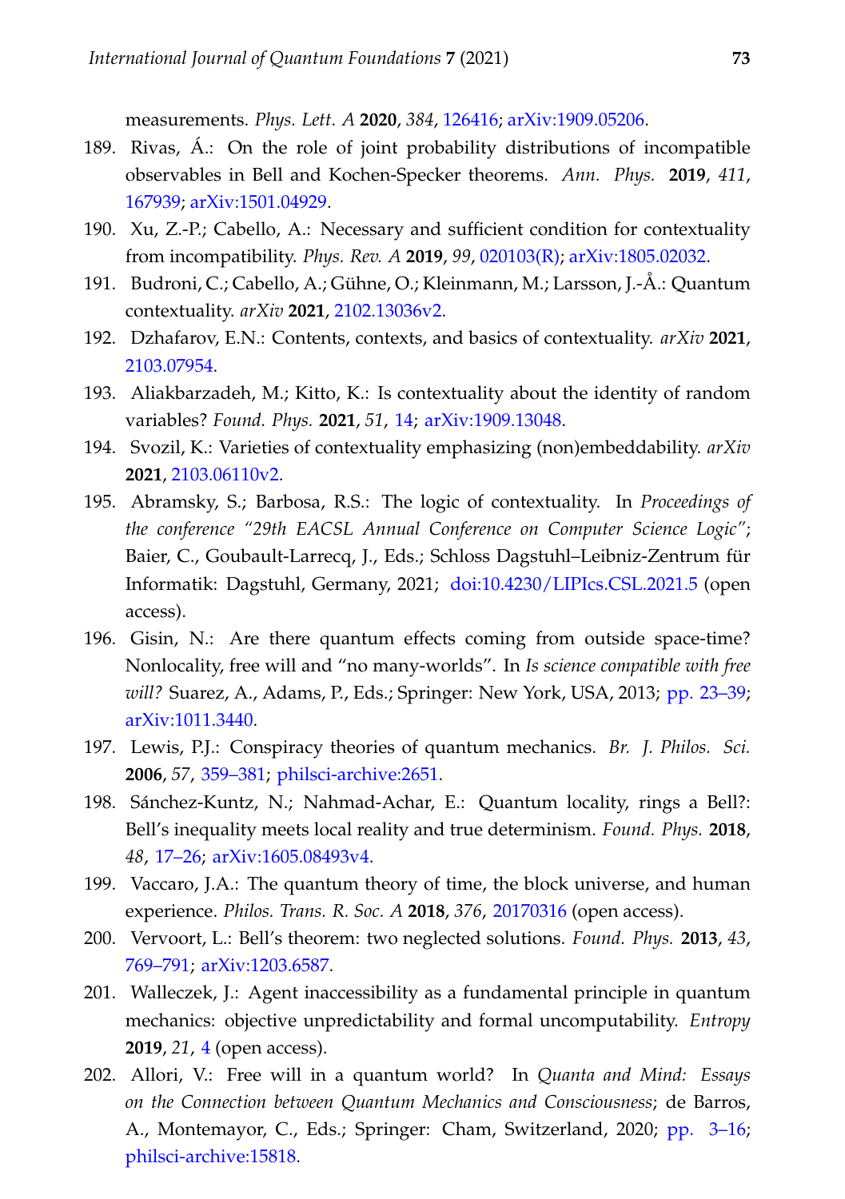measurements. *Phys. Lett. A* **2020**, *384*, 126416; arXiv:1909.05206.

189. Rivas, Á.: On the role of joint probability distributions of incompatible observables in Bell and Kochen-Specker theorems. *Ann. Phys.* **2019**, *411*, 167939; arXiv:1501.04929.
190. Xu, Z.-P.; Cabello, A.: Necessary and sufficient condition for contextuality from incompatibility. *Phys. Rev. A* **2019**, *99*, 020103(R); arXiv:1805.02032.
191. Budroni, C.; Cabello, A.; Gühne, O.; Kleinmann, M.; Larsson, J.-Å.: Quantum contextuality. *arXiv* **2021**, 2102.13036v2.
192. Dzhafarov, E.N.: Contents, contexts, and basics of contextuality. *arXiv* **2021**, 2103.07954.
193. Aliakbarzadeh, M.; Kitto, K.: Is contextuality about the identity of random variables? *Found. Phys.* **2021**, *51*, 14; arXiv:1909.13048.
194. Svozil, K.: Varieties of contextuality emphasizing (non)embeddability. *arXiv* **2021**, 2103.06110v2.
195. Abramsky, S.; Barbosa, R.S.: The logic of contextuality. In *Proceedings of the conference "29th EACSL Annual Conference on Computer Science Logic"*; Baier, C., Goubault-Larrecq, J., Eds.; Schloss Dagstuhl–Leibniz-Zentrum für Informatik: Dagstuhl, Germany, 2021; doi:10.4230/LIPIcs.CSL.2021.5 (open access).
196. Gisin, N.: Are there quantum effects coming from outside space-time? Nonlocality, free will and "no many-worlds". In *Is science compatible with free will?* Suarez, A., Adams, P., Eds.; Springer: New York, USA, 2013; pp. 23–39; arXiv:1011.3440.
197. Lewis, P.J.: Conspiracy theories of quantum mechanics. *Br. J. Philos. Sci.* **2006**, *57*, 359–381; philsci-archive:2651.
198. Sánchez-Kuntz, N.; Nahmad-Achar, E.: Quantum locality, rings a Bell?: Bell's inequality meets local reality and true determinism. *Found. Phys.* **2018**, *48*, 17–26; arXiv:1605.08493v4.
199. Vaccaro, J.A.: The quantum theory of time, the block universe, and human experience. *Philos. Trans. R. Soc. A* **2018**, *376*, 20170316 (open access).
200. Vervoort, L.: Bell's theorem: two neglected solutions. *Found. Phys.* **2013**, *43*, 769–791; arXiv:1203.6587.
201. Walleczek, J.: Agent inaccessibility as a fundamental principle in quantum mechanics: objective unpredictability and formal uncomputability. *Entropy* **2019**, *21*, 4 (open access).
202. Allori, V.: Free will in a quantum world? In *Quanta and Mind: Essays on the Connection between Quantum Mechanics and Consciousness*; de Barros, A., Montemayor, C., Eds.; Springer: Cham, Switzerland, 2020; pp. 3–16; philsci-archive:15818.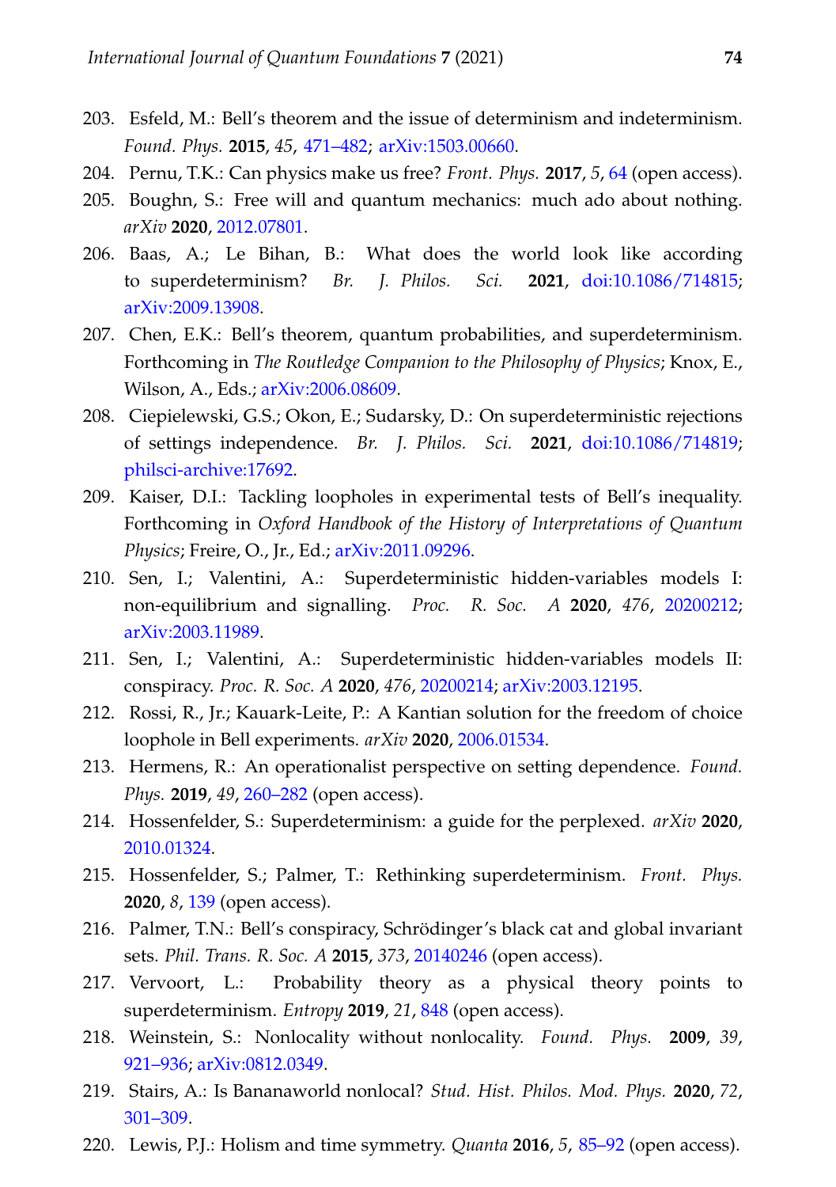203. Esfeld, M.: Bell's theorem and the issue of determinism and indeterminism. *Found. Phys.* **2015**, *45*, 471–482; arXiv:1503.00660.
204. Pernu, T.K.: Can physics make us free? *Front. Phys.* **2017**, *5*, 64 (open access).
205. Boughn, S.: Free will and quantum mechanics: much ado about nothing. *arXiv* **2020**, 2012.07801.
206. Baas, A.; Le Bihan, B.: What does the world look like according to superdeterminism? *Br. J. Philos. Sci.* **2021**, doi:10.1086/714815; arXiv:2009.13908.
207. Chen, E.K.: Bell's theorem, quantum probabilities, and superdeterminism. Forthcoming in *The Routledge Companion to the Philosophy of Physics*; Knox, E., Wilson, A., Eds.; arXiv:2006.08609.
208. Ciepielewski, G.S.; Okon, E.; Sudarsky, D.: On superdeterministic rejections of settings independence. *Br. J. Philos. Sci.* **2021**, doi:10.1086/714819; philsci-archive:17692.
209. Kaiser, D.I.: Tackling loopholes in experimental tests of Bell's inequality. Forthcoming in *Oxford Handbook of the History of Interpretations of Quantum Physics*; Freire, O., Jr., Ed.; arXiv:2011.09296.
210. Sen, I.; Valentini, A.: Superdeterministic hidden-variables models I: non-equilibrium and signalling. *Proc. R. Soc. A* **2020**, *476*, 20200212; arXiv:2003.11989.
211. Sen, I.; Valentini, A.: Superdeterministic hidden-variables models II: conspiracy. *Proc. R. Soc. A* **2020**, *476*, 20200214; arXiv:2003.12195.
212. Rossi, R., Jr.; Kauark-Leite, P.: A Kantian solution for the freedom of choice loophole in Bell experiments. *arXiv* **2020**, 2006.01534.
213. Hermens, R.: An operationalist perspective on setting dependence. *Found. Phys.* **2019**, *49*, 260–282 (open access).
214. Hossenfelder, S.: Superdeterminism: a guide for the perplexed. *arXiv* **2020**, 2010.01324.
215. Hossenfelder, S.; Palmer, T.: Rethinking superdeterminism. *Front. Phys.* **2020**, *8*, 139 (open access).
216. Palmer, T.N.: Bell's conspiracy, Schrödinger's black cat and global invariant sets. *Phil. Trans. R. Soc. A* **2015**, *373*, 20140246 (open access).
217. Vervoort, L.: Probability theory as a physical theory points to superdeterminism. *Entropy* **2019**, *21*, 848 (open access).
218. Weinstein, S.: Nonlocality without nonlocality. *Found. Phys.* **2009**, *39*, 921–936; arXiv:0812.0349.
219. Stairs, A.: Is Bananaworld nonlocal? *Stud. Hist. Philos. Mod. Phys.* **2020**, *72*, 301–309.
220. Lewis, P.J.: Holism and time symmetry. *Quanta* **2016**, *5*, 85–92 (open access).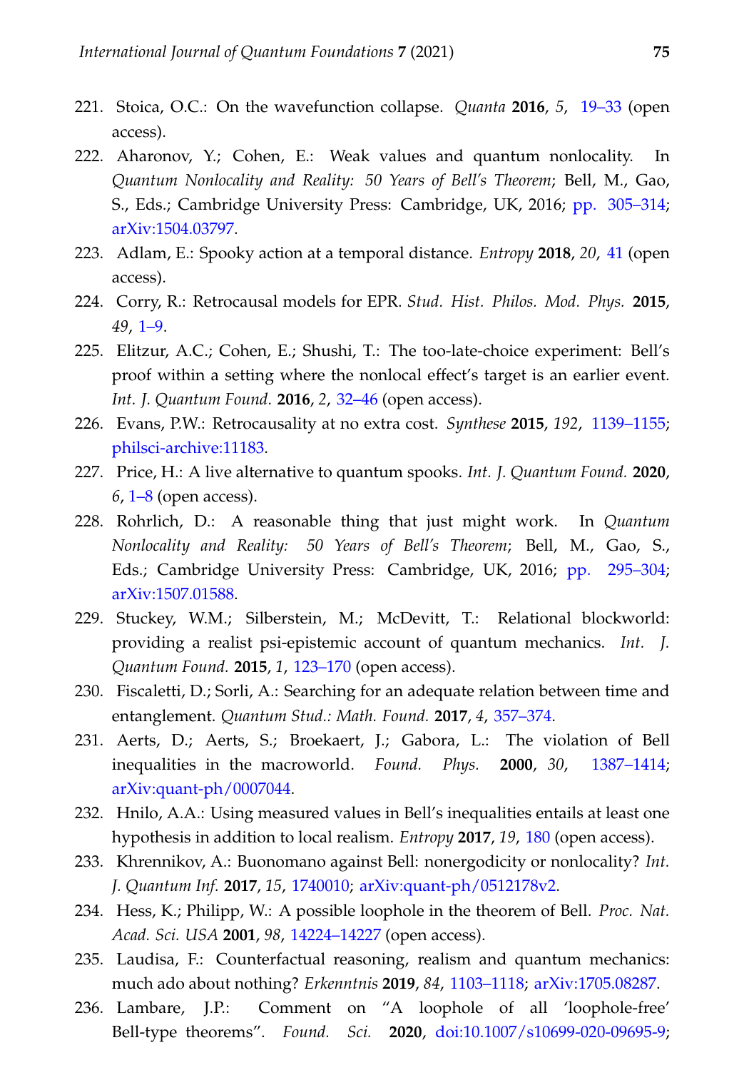221. Stoica, O.C.: On the wavefunction collapse. *Quanta* **2016**, *5*, 19–33 (open access).
222. Aharonov, Y.; Cohen, E.: Weak values and quantum nonlocality. In *Quantum Nonlocality and Reality: 50 Years of Bell's Theorem*; Bell, M., Gao, S., Eds.; Cambridge University Press: Cambridge, UK, 2016; pp. 305–314; arXiv:1504.03797.
223. Adlam, E.: Spooky action at a temporal distance. *Entropy* **2018**, *20*, 41 (open access).
224. Corry, R.: Retrocausal models for EPR. *Stud. Hist. Philos. Mod. Phys.* **2015**, *49*, 1–9.
225. Elitzur, A.C.; Cohen, E.; Shushi, T.: The too-late-choice experiment: Bell's proof within a setting where the nonlocal effect's target is an earlier event. *Int. J. Quantum Found.* **2016**, *2*, 32–46 (open access).
226. Evans, P.W.: Retrocausality at no extra cost. *Synthese* **2015**, *192*, 1139–1155; philsci-archive:11183.
227. Price, H.: A live alternative to quantum spooks. *Int. J. Quantum Found.* **2020**, *6*, 1–8 (open access).
228. Rohrlich, D.: A reasonable thing that just might work. In *Quantum Nonlocality and Reality: 50 Years of Bell's Theorem*; Bell, M., Gao, S., Eds.; Cambridge University Press: Cambridge, UK, 2016; pp. 295–304; arXiv:1507.01588.
229. Stuckey, W.M.; Silberstein, M.; McDevitt, T.: Relational blockworld: providing a realist psi-epistemic account of quantum mechanics. *Int. J. Quantum Found.* **2015**, *1*, 123–170 (open access).
230. Fiscaletti, D.; Sorli, A.: Searching for an adequate relation between time and entanglement. *Quantum Stud.: Math. Found.* **2017**, *4*, 357–374.
231. Aerts, D.; Aerts, S.; Broekaert, J.; Gabora, L.: The violation of Bell inequalities in the macroworld. *Found. Phys.* **2000**, *30*, 1387–1414; arXiv:quant-ph/0007044.
232. Hnilo, A.A.: Using measured values in Bell's inequalities entails at least one hypothesis in addition to local realism. *Entropy* **2017**, *19*, 180 (open access).
233. Khrennikov, A.: Buonomano against Bell: nonergodicity or nonlocality? *Int. J. Quantum Inf.* **2017**, *15*, 1740010; arXiv:quant-ph/0512178v2.
234. Hess, K.; Philipp, W.: A possible loophole in the theorem of Bell. *Proc. Nat. Acad. Sci. USA* **2001**, *98*, 14224–14227 (open access).
235. Laudisa, F.: Counterfactual reasoning, realism and quantum mechanics: much ado about nothing? *Erkenntnis* **2019**, *84*, 1103–1118; arXiv:1705.08287.
236. Lambare, J.P.: Comment on "A loophole of all 'loophole-free' Bell-type theorems". *Found. Sci.* **2020**, doi:10.1007/s10699-020-09695-9;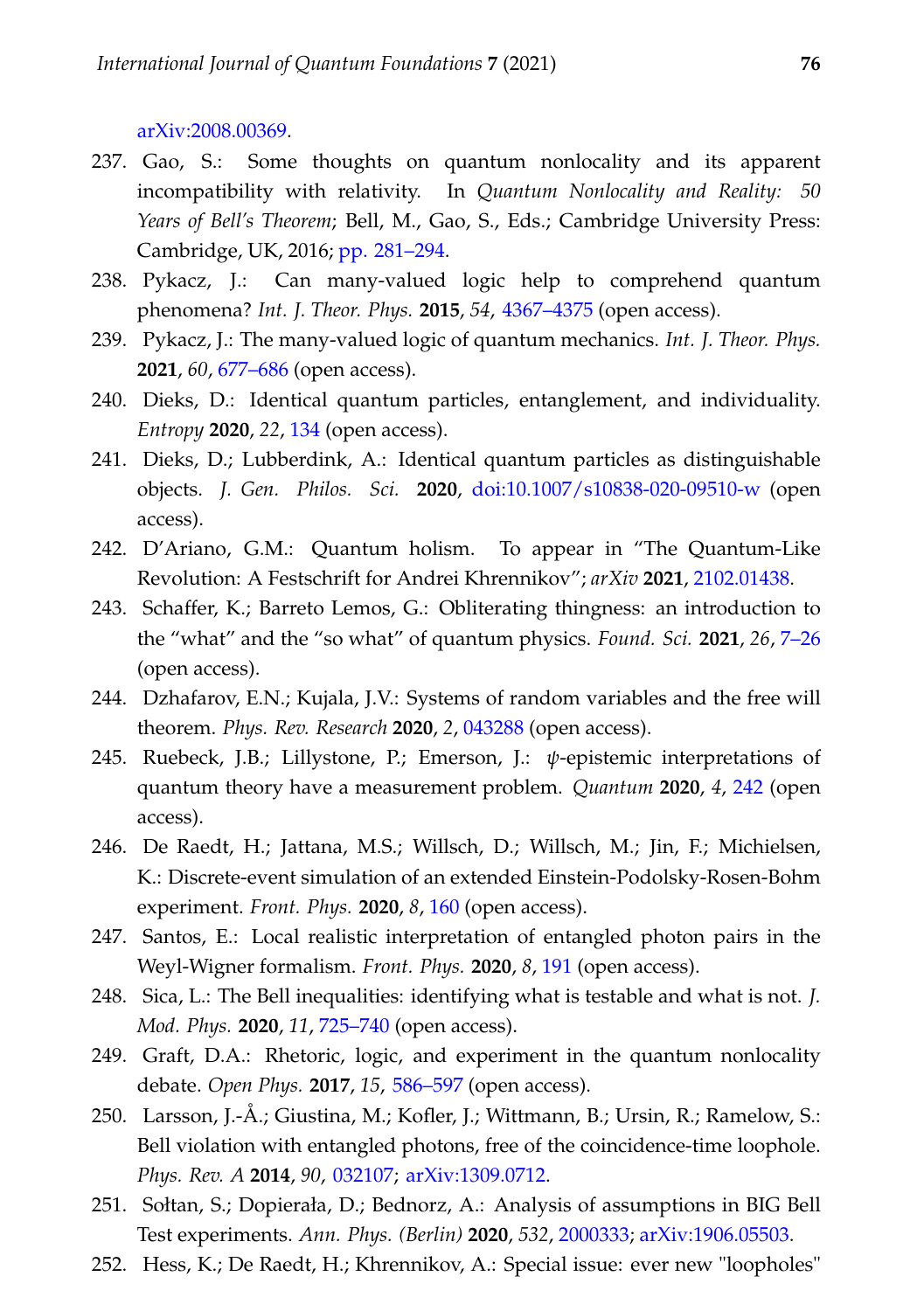arXiv:2008.00369.

237. Gao, S.: Some thoughts on quantum nonlocality and its apparent incompatibility with relativity. In *Quantum Nonlocality and Reality: 50 Years of Bell's Theorem*; Bell, M., Gao, S., Eds.; Cambridge University Press: Cambridge, UK, 2016; pp. 281–294.
238. Pykacz, J.: Can many-valued logic help to comprehend quantum phenomena? *Int. J. Theor. Phys.* **2015**, *54*, 4367–4375 (open access).
239. Pykacz, J.: The many-valued logic of quantum mechanics. *Int. J. Theor. Phys.* **2021**, *60*, 677–686 (open access).
240. Dieks, D.: Identical quantum particles, entanglement, and individuality. *Entropy* **2020**, *22*, 134 (open access).
241. Dieks, D.; Lubberdink, A.: Identical quantum particles as distinguishable objects. *J. Gen. Philos. Sci.* **2020**, doi:10.1007/s10838-020-09510-w (open access).
242. D'Ariano, G.M.: Quantum holism. To appear in "The Quantum-Like Revolution: A Festschrift for Andrei Khrennikov"; *arXiv* **2021**, 2102.01438.
243. Schaffer, K.; Barreto Lemos, G.: Obliterating thingness: an introduction to the "what" and the "so what" of quantum physics. *Found. Sci.* **2021**, *26*, 7–26 (open access).
244. Dzhafarov, E.N.; Kujala, J.V.: Systems of random variables and the free will theorem. *Phys. Rev. Research* **2020**, *2*, 043288 (open access).
245. Ruebeck, J.B.; Lillystone, P.; Emerson, J.: $\psi$-epistemic interpretations of quantum theory have a measurement problem. *Quantum* **2020**, *4*, 242 (open access).
246. De Raedt, H.; Jattana, M.S.; Willsch, D.; Willsch, M.; Jin, F.; Michielsen, K.: Discrete-event simulation of an extended Einstein-Podolsky-Rosen-Bohm experiment. *Front. Phys.* **2020**, *8*, 160 (open access).
247. Santos, E.: Local realistic interpretation of entangled photon pairs in the Weyl-Wigner formalism. *Front. Phys.* **2020**, *8*, 191 (open access).
248. Sica, L.: The Bell inequalities: identifying what is testable and what is not. *J. Mod. Phys.* **2020**, *11*, 725–740 (open access).
249. Graft, D.A.: Rhetoric, logic, and experiment in the quantum nonlocality debate. *Open Phys.* **2017**, *15*, 586–597 (open access).
250. Larsson, J.-Å.; Giustina, M.; Kofler, J.; Wittmann, B.; Ursin, R.; Ramelow, S.: Bell violation with entangled photons, free of the coincidence-time loophole. *Phys. Rev. A* **2014**, *90*, 032107; arXiv:1309.0712.
251. Sołtan, S.; Dopierała, D.; Bednorz, A.: Analysis of assumptions in BIG Bell Test experiments. *Ann. Phys. (Berlin)* **2020**, *532*, 2000333; arXiv:1906.05503.
252. Hess, K.; De Raedt, H.; Khrennikov, A.: Special issue: ever new "loopholes"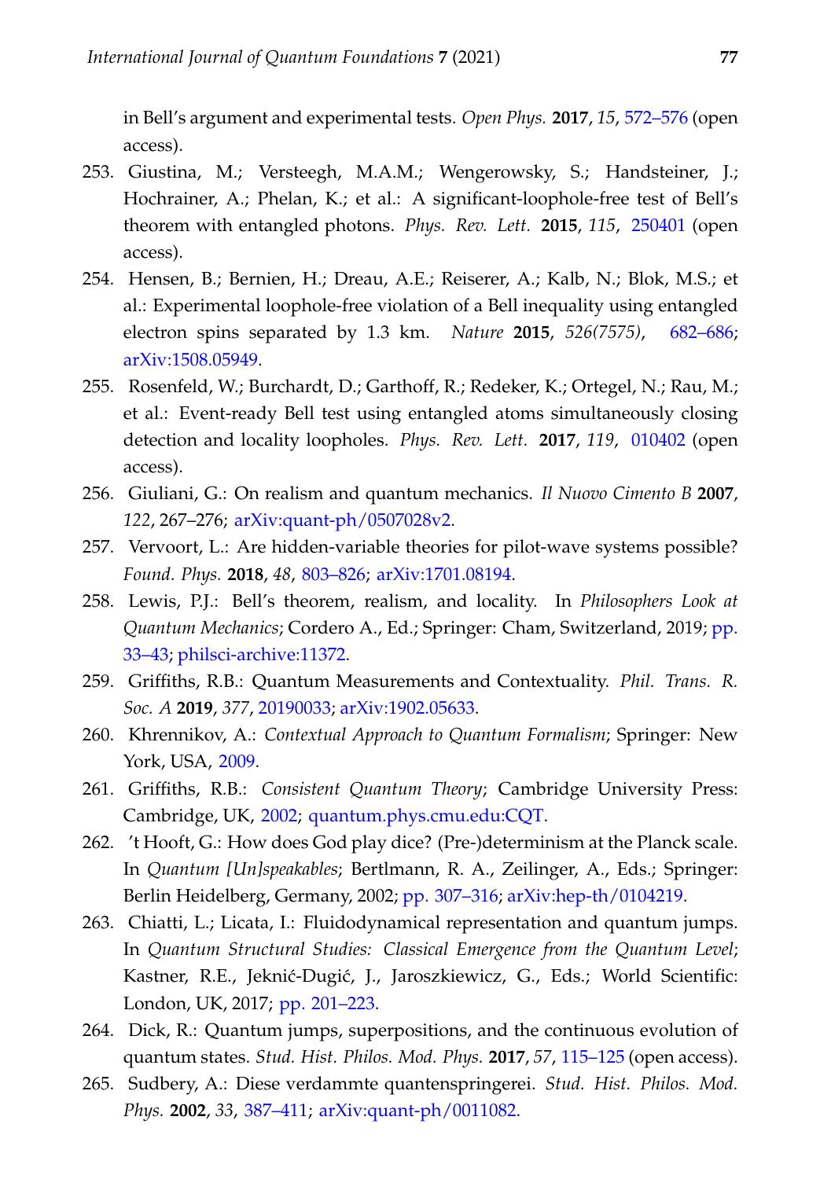in Bell's argument and experimental tests. *Open Phys.* **2017**, *15*, 572–576 (open access).

253. Giustina, M.; Versteegh, M.A.M.; Wengerowsky, S.; Handsteiner, J.; Hochrainer, A.; Phelan, K.; et al.: A significant-loophole-free test of Bell's theorem with entangled photons. *Phys. Rev. Lett.* **2015**, *115*, 250401 (open access).
254. Hensen, B.; Bernien, H.; Dreau, A.E.; Reiserer, A.; Kalb, N.; Blok, M.S.; et al.: Experimental loophole-free violation of a Bell inequality using entangled electron spins separated by 1.3 km. *Nature* **2015**, *526(7575)*, 682–686; arXiv:1508.05949.
255. Rosenfeld, W.; Burchardt, D.; Garthoff, R.; Redeker, K.; Ortegel, N.; Rau, M.; et al.: Event-ready Bell test using entangled atoms simultaneously closing detection and locality loopholes. *Phys. Rev. Lett.* **2017**, *119*, 010402 (open access).
256. Giuliani, G.: On realism and quantum mechanics. *Il Nuovo Cimento B* **2007**, *122*, 267–276; arXiv:quant-ph/0507028v2.
257. Vervoort, L.: Are hidden-variable theories for pilot-wave systems possible? *Found. Phys.* **2018**, *48*, 803–826; arXiv:1701.08194.
258. Lewis, P.J.: Bell's theorem, realism, and locality. In *Philosophers Look at Quantum Mechanics*; Cordero A., Ed.; Springer: Cham, Switzerland, 2019; pp. 33–43; philsci-archive:11372.
259. Griffiths, R.B.: Quantum Measurements and Contextuality. *Phil. Trans. R. Soc. A* **2019**, *377*, 20190033; arXiv:1902.05633.
260. Khrennikov, A.: *Contextual Approach to Quantum Formalism*; Springer: New York, USA, 2009.
261. Griffiths, R.B.: *Consistent Quantum Theory*; Cambridge University Press: Cambridge, UK, 2002; quantum.phys.cmu.edu:CQT.
262. 't Hooft, G.: How does God play dice? (Pre-)determinism at the Planck scale. In *Quantum [Un]speakables*; Bertlmann, R. A., Zeilinger, A., Eds.; Springer: Berlin Heidelberg, Germany, 2002; pp. 307–316; arXiv:hep-th/0104219.
263. Chiatti, L.; Licata, I.: Fluidodynamical representation and quantum jumps. In *Quantum Structural Studies: Classical Emergence from the Quantum Level*; Kastner, R.E., Jeknić-Dugić, J., Jaroszkiewicz, G., Eds.; World Scientific: London, UK, 2017; pp. 201–223.
264. Dick, R.: Quantum jumps, superpositions, and the continuous evolution of quantum states. *Stud. Hist. Philos. Mod. Phys.* **2017**, *57*, 115–125 (open access).
265. Sudbery, A.: Diese verdammte quantenspringerei. *Stud. Hist. Philos. Mod. Phys.* **2002**, *33*, 387–411; arXiv:quant-ph/0011082.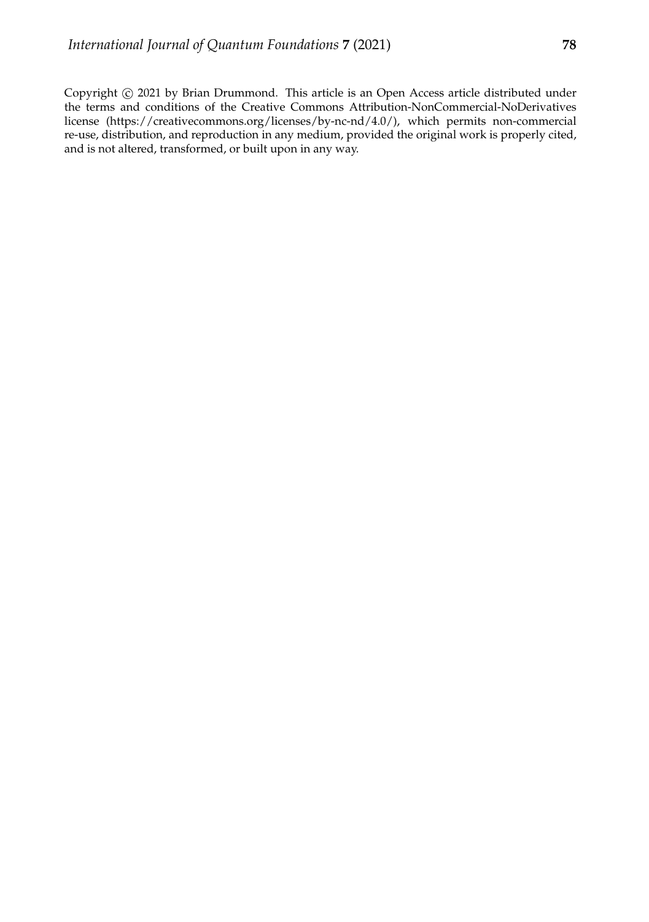Copyright © 2021 by Brian Drummond. This article is an Open Access article distributed under the terms and conditions of the Creative Commons Attribution-NonCommercial-NoDerivatives license (https://creativecommons.org/licenses/by-nc-nd/4.0/), which permits non-commercial re-use, distribution, and reproduction in any medium, provided the original work is properly cited, and is not altered, transformed, or built upon in any way.